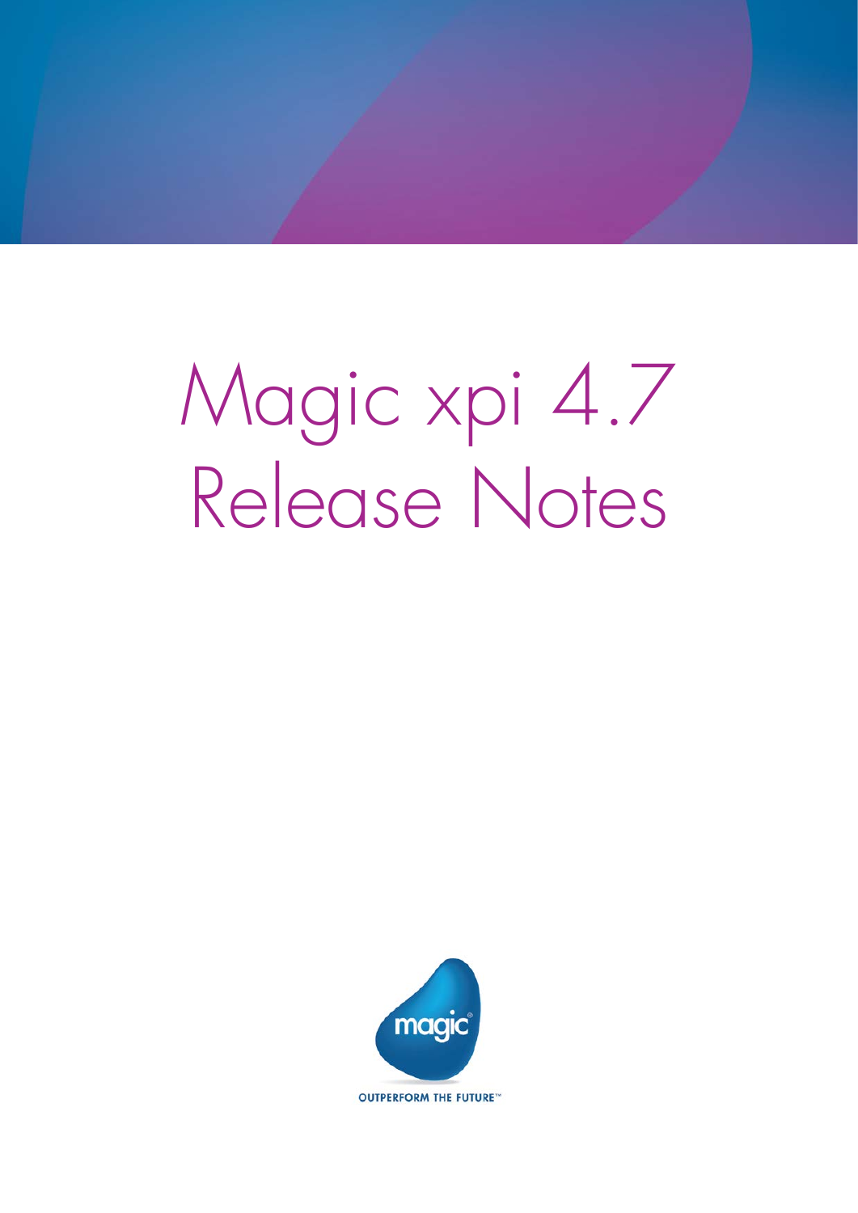# Magic xpi 4.7 Release Notes

magic

OUTPERFORM THE FUTURE™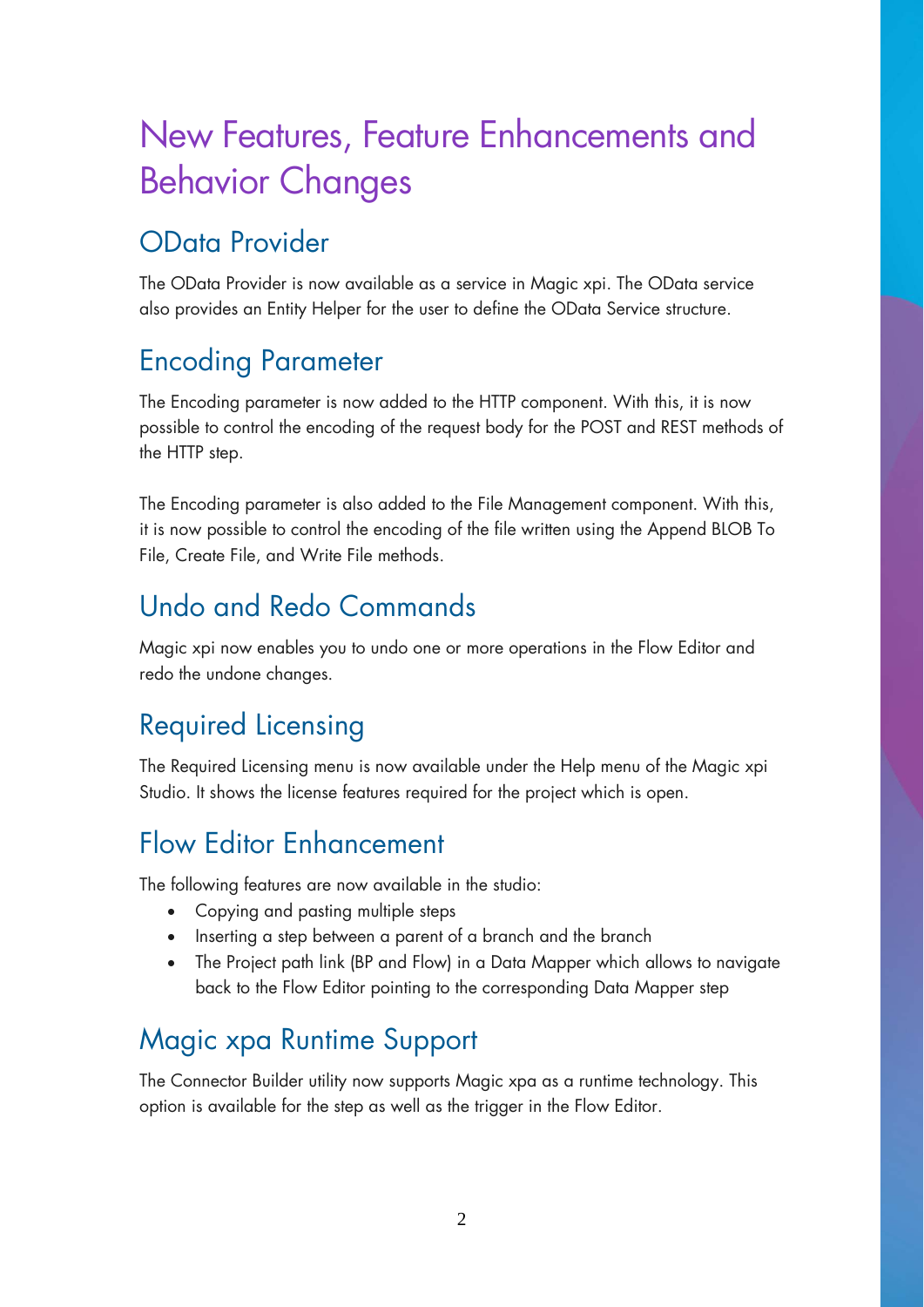# New Features, Feature Enhancements and Behavior Changes

## OData Provider

The OData Provider is now available as a service in Magic xpi. The OData service also provides an Entity Helper for the user to define the OData Service structure.

## Encoding Parameter

The Encoding parameter is now added to the HTTP component. With this, it is now possible to control the encoding of the request body for the POST and REST methods of the HTTP step.

The Encoding parameter is also added to the File Management component. With this, it is now possible to control the encoding of the file written using the Append BLOB To File, Create File, and Write File methods.

## Undo and Redo Commands

Magic xpi now enables you to undo one or more operations in the Flow Editor and redo the undone changes.

## Required Licensing

The Required Licensing menu is now available under the Help menu of the Magic xpi Studio. It shows the license features required for the project which is open.

## Flow Editor Enhancement

The following features are now available in the studio:

- Copying and pasting multiple steps
- Inserting a step between a parent of a branch and the branch
- The Project path link (BP and Flow) in a Data Mapper which allows to navigate back to the Flow Editor pointing to the corresponding Data Mapper step

## Magic xpa Runtime Support

The Connector Builder utility now supports Magic xpa as a runtime technology. This option is available for the step as well as the trigger in the Flow Editor.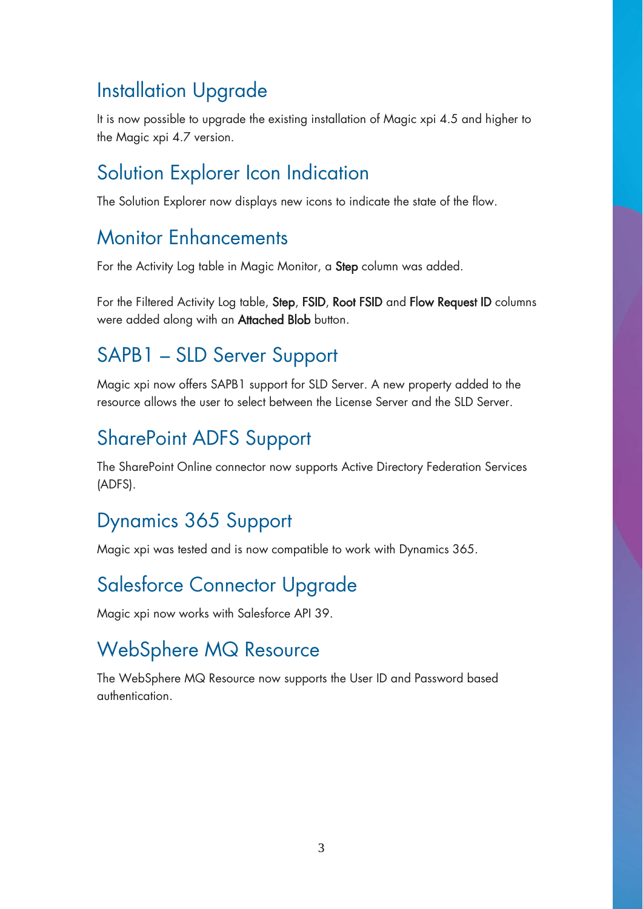## Installation Upgrade

It is now possible to upgrade the existing installation of Magic xpi 4.5 and higher to the Magic xpi 4.7 version.

## Solution Explorer Icon Indication

The Solution Explorer now displays new icons to indicate the state of the flow.

## Monitor Enhancements

For the Activity Log table in Magic Monitor, a **Step** column was added.

For the Filtered Activity Log table, **Step**, **FSID**, **Root FSID** and **Flow Request ID** columns were added along with an **Attached Blob** button.

## SAPB1 – SLD Server Support

Magic xpi now offers SAPB1 support for SLD Server. A new property added to the resource allows the user to select between the License Server and the SLD Server.

## SharePoint ADFS Support

The SharePoint Online connector now supports Active Directory Federation Services (ADFS).

## Dynamics 365 Support

Magic xpi was tested and is now compatible to work with Dynamics 365.

## Salesforce Connector Upgrade

Magic xpi now works with Salesforce API 39.

## WebSphere MQ Resource

The WebSphere MQ Resource now supports the User ID and Password based authentication.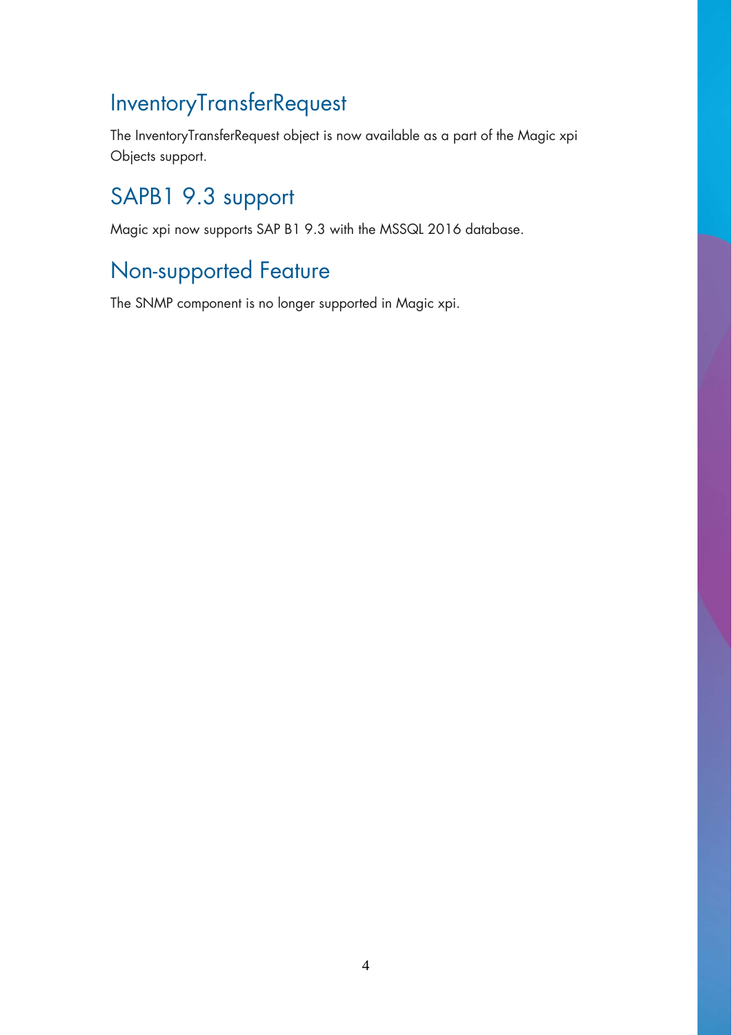## InventoryTransferRequest

The InventoryTransferRequest object is now available as a part of the Magic xpi Objects support.

## SAPB1 9.3 support

Magic xpi now supports SAP B1 9.3 with the MSSQL 2016 database.

## Non-supported Feature

The SNMP component is no longer supported in Magic xpi.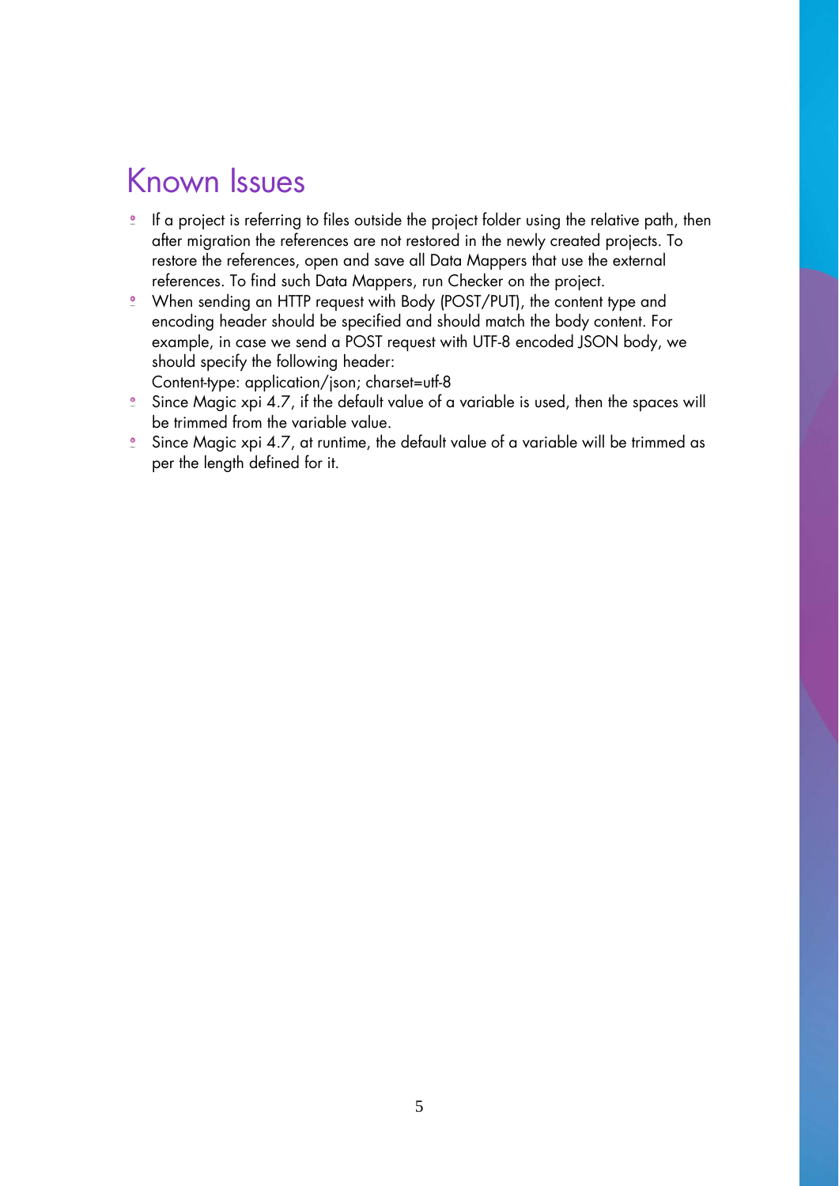# Known Issues

- If a project is referring to files outside the project folder using the relative path, then after migration the references are not restored in the newly created projects. To restore the references, open and save all Data Mappers that use the external references. To find such Data Mappers, run Checker on the project.
- When sending an HTTP request with Body (POST/PUT), the content type and encoding header should be specified and should match the body content. For example, in case we send a POST request with UTF-8 encoded JSON body, we should specify the following header:
  Content-type: application/json; charset=utf-8
- Since Magic xpi 4.7, if the default value of a variable is used, then the spaces will be trimmed from the variable value.
- Since Magic xpi 4.7, at runtime, the default value of a variable will be trimmed as per the length defined for it.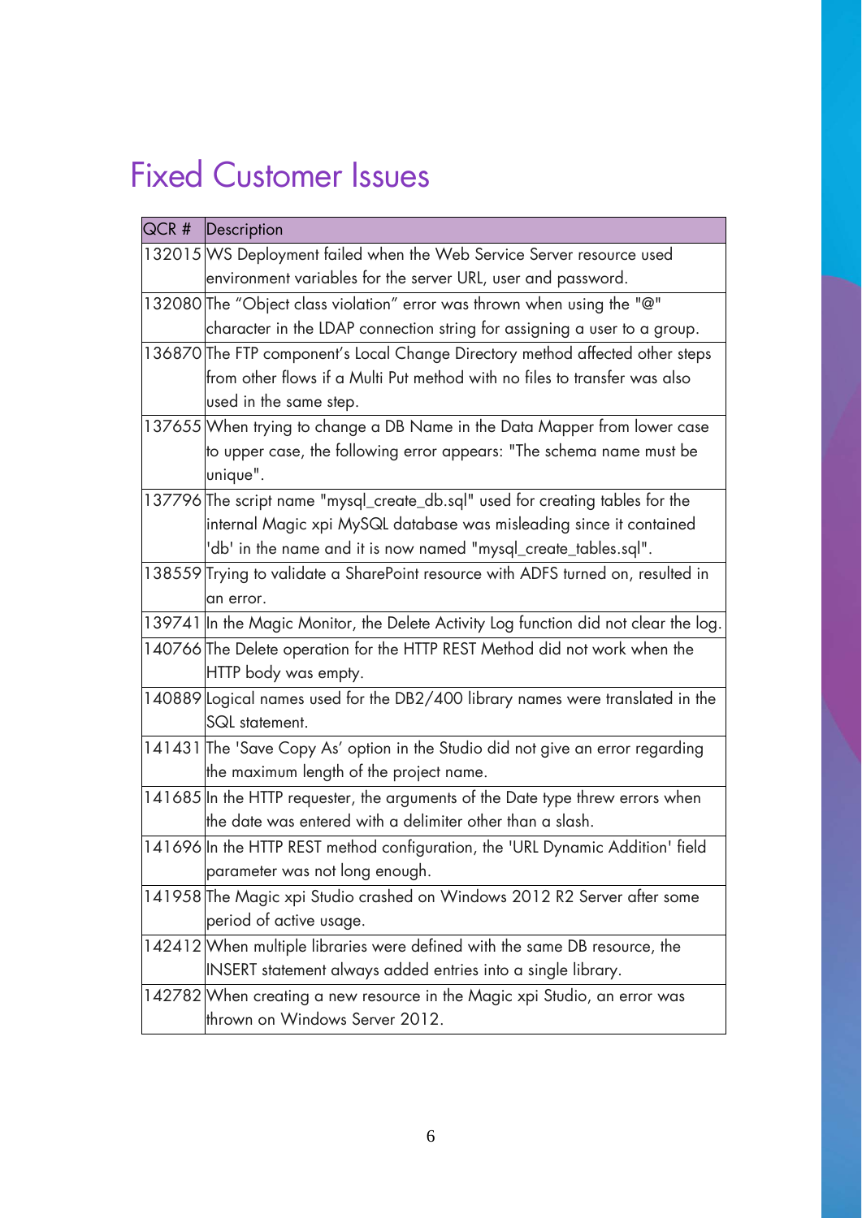# Fixed Customer Issues

| QCR # | Description |
|---|---|
| 132015 | WS Deployment failed when the Web Service Server resource used environment variables for the server URL, user and password. |
| 132080 | The “Object class violation” error was thrown when using the "@" character in the LDAP connection string for assigning a user to a group. |
| 136870 | The FTP component’s Local Change Directory method affected other steps from other flows if a Multi Put method with no files to transfer was also used in the same step. |
| 137655 | When trying to change a DB Name in the Data Mapper from lower case to upper case, the following error appears: "The schema name must be unique". |
| 137796 | The script name "mysql_create_db.sql" used for creating tables for the internal Magic xpi MySQL database was misleading since it contained 'db' in the name and it is now named "mysql_create_tables.sql". |
| 138559 | Trying to validate a SharePoint resource with ADFS turned on, resulted in an error. |
| 139741 | In the Magic Monitor, the Delete Activity Log function did not clear the log. |
| 140766 | The Delete operation for the HTTP REST Method did not work when the HTTP body was empty. |
| 140889 | Logical names used for the DB2/400 library names were translated in the SQL statement. |
| 141431 | The 'Save Copy As’ option in the Studio did not give an error regarding the maximum length of the project name. |
| 141685 | In the HTTP requester, the arguments of the Date type threw errors when the date was entered with a delimiter other than a slash. |
| 141696 | In the HTTP REST method configuration, the 'URL Dynamic Addition' field parameter was not long enough. |
| 141958 | The Magic xpi Studio crashed on Windows 2012 R2 Server after some period of active usage. |
| 142412 | When multiple libraries were defined with the same DB resource, the INSERT statement always added entries into a single library. |
| 142782 | When creating a new resource in the Magic xpi Studio, an error was thrown on Windows Server 2012. |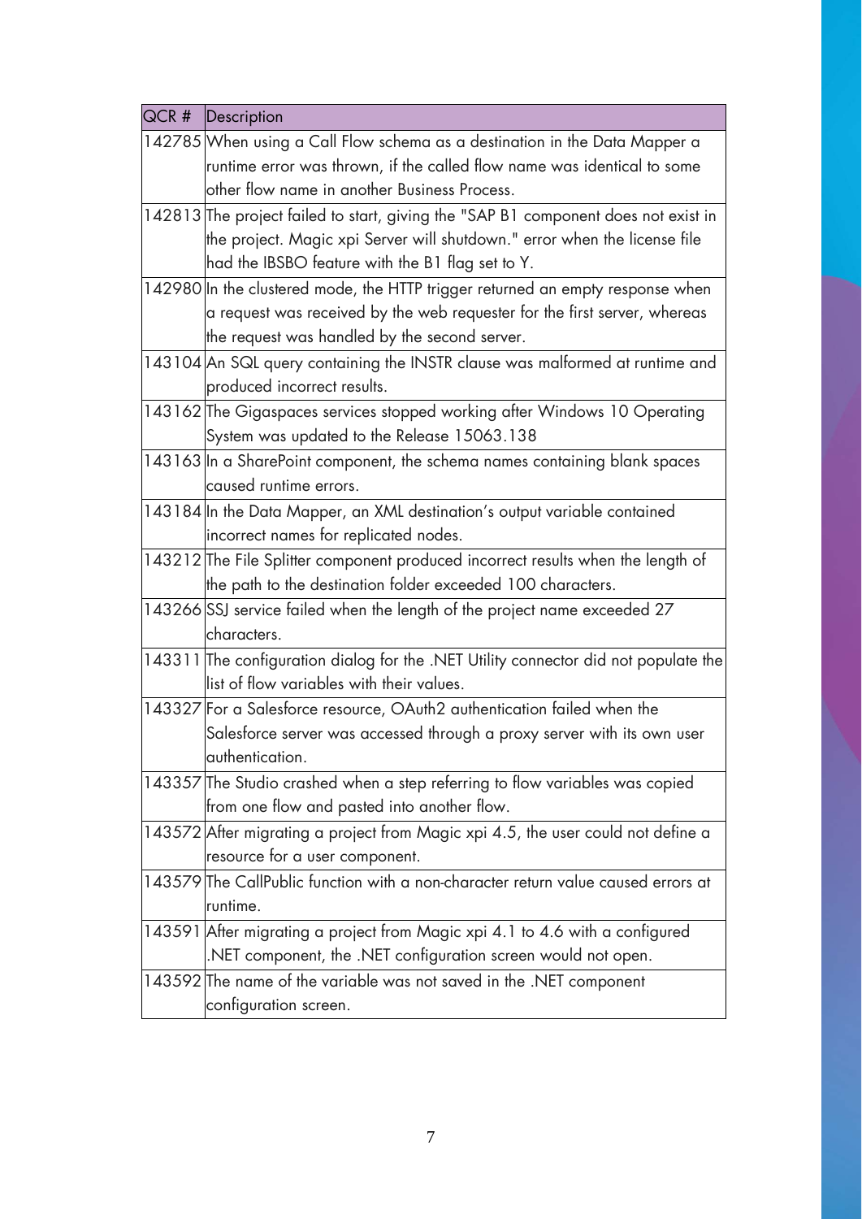| QCR # | Description |
|---|---|
| 142785 | When using a Call Flow schema as a destination in the Data Mapper a runtime error was thrown, if the called flow name was identical to some other flow name in another Business Process. |
| 142813 | The project failed to start, giving the "SAP B1 component does not exist in the project. Magic xpi Server will shutdown." error when the license file had the IBSBO feature with the B1 flag set to Y. |
| 142980 | In the clustered mode, the HTTP trigger returned an empty response when a request was received by the web requester for the first server, whereas the request was handled by the second server. |
| 143104 | An SQL query containing the INSTR clause was malformed at runtime and produced incorrect results. |
| 143162 | The Gigaspaces services stopped working after Windows 10 Operating System was updated to the Release 15063.138 |
| 143163 | In a SharePoint component, the schema names containing blank spaces caused runtime errors. |
| 143184 | In the Data Mapper, an XML destination's output variable contained incorrect names for replicated nodes. |
| 143212 | The File Splitter component produced incorrect results when the length of the path to the destination folder exceeded 100 characters. |
| 143266 | SSJ service failed when the length of the project name exceeded 27 characters. |
| 143311 | The configuration dialog for the .NET Utility connector did not populate the list of flow variables with their values. |
| 143327 | For a Salesforce resource, OAuth2 authentication failed when the Salesforce server was accessed through a proxy server with its own user authentication. |
| 143357 | The Studio crashed when a step referring to flow variables was copied from one flow and pasted into another flow. |
| 143572 | After migrating a project from Magic xpi 4.5, the user could not define a resource for a user component. |
| 143579 | The CallPublic function with a non-character return value caused errors at runtime. |
| 143591 | After migrating a project from Magic xpi 4.1 to 4.6 with a configured .NET component, the .NET configuration screen would not open. |
| 143592 | The name of the variable was not saved in the .NET component configuration screen. |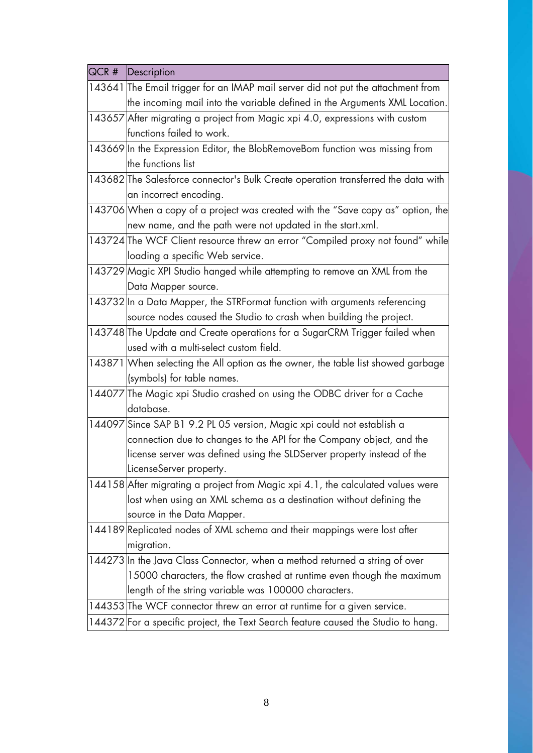| QCR # | Description |
| --- | --- |
| 143641 | The Email trigger for an IMAP mail server did not put the attachment from the incoming mail into the variable defined in the Arguments XML Location. |
| 143657 | After migrating a project from Magic xpi 4.0, expressions with custom functions failed to work. |
| 143669 | In the Expression Editor, the BlobRemoveBom function was missing from the functions list |
| 143682 | The Salesforce connector's Bulk Create operation transferred the data with an incorrect encoding. |
| 143706 | When a copy of a project was created with the "Save copy as" option, the new name, and the path were not updated in the start.xml. |
| 143724 | The WCF Client resource threw an error "Compiled proxy not found" while loading a specific Web service. |
| 143729 | Magic XPI Studio hanged while attempting to remove an XML from the Data Mapper source. |
| 143732 | In a Data Mapper, the STRFormat function with arguments referencing source nodes caused the Studio to crash when building the project. |
| 143748 | The Update and Create operations for a SugarCRM Trigger failed when used with a multi-select custom field. |
| 143871 | When selecting the All option as the owner, the table list showed garbage (symbols) for table names. |
| 144077 | The Magic xpi Studio crashed on using the ODBC driver for a Cache database. |
| 144097 | Since SAP B1 9.2 PL 05 version, Magic xpi could not establish a connection due to changes to the API for the Company object, and the license server was defined using the SLDServer property instead of the LicenseServer property. |
| 144158 | After migrating a project from Magic xpi 4.1, the calculated values were lost when using an XML schema as a destination without defining the source in the Data Mapper. |
| 144189 | Replicated nodes of XML schema and their mappings were lost after migration. |
| 144273 | In the Java Class Connector, when a method returned a string of over 15000 characters, the flow crashed at runtime even though the maximum length of the string variable was 100000 characters. |
| 144353 | The WCF connector threw an error at runtime for a given service. |
| 144372 | For a specific project, the Text Search feature caused the Studio to hang. |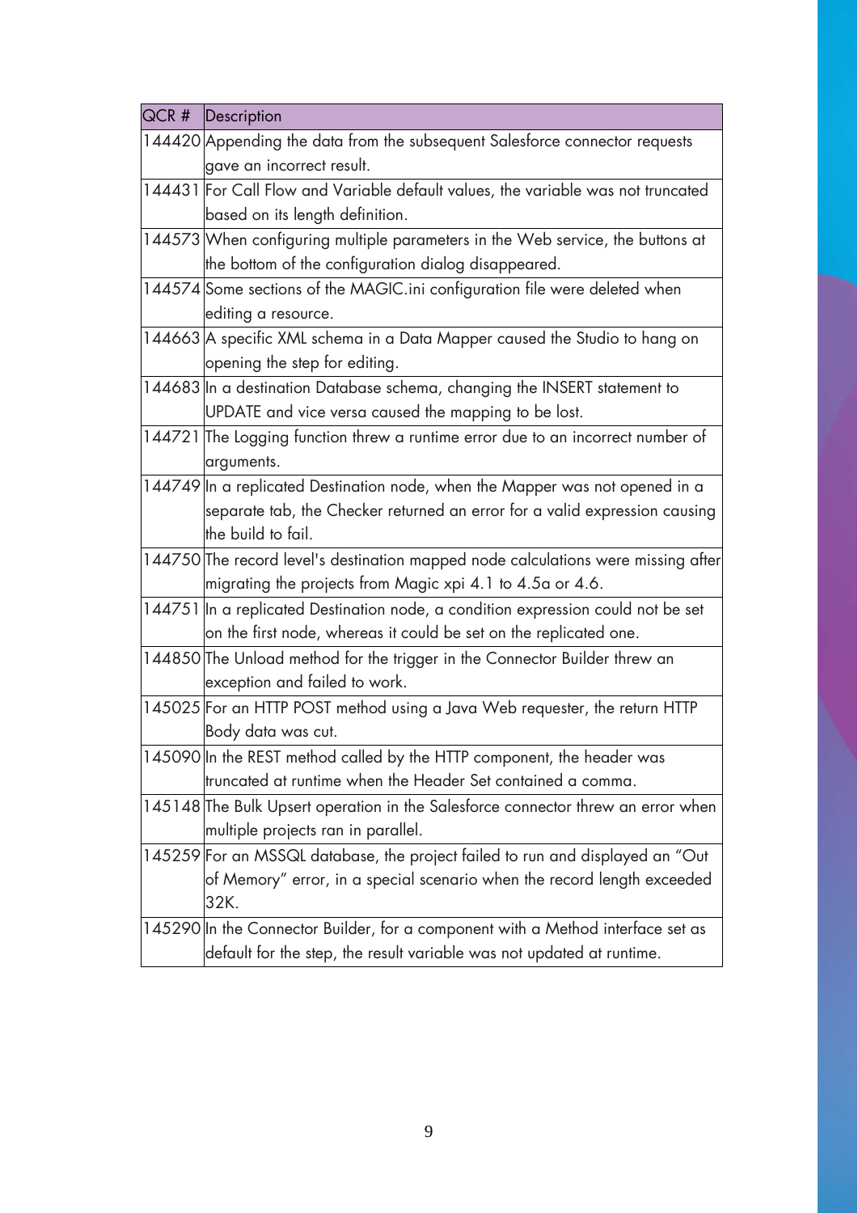| QCR # | Description |
|---|---|
| 144420 | Appending the data from the subsequent Salesforce connector requests gave an incorrect result. |
| 144431 | For Call Flow and Variable default values, the variable was not truncated based on its length definition. |
| 144573 | When configuring multiple parameters in the Web service, the buttons at the bottom of the configuration dialog disappeared. |
| 144574 | Some sections of the MAGIC.ini configuration file were deleted when editing a resource. |
| 144663 | A specific XML schema in a Data Mapper caused the Studio to hang on opening the step for editing. |
| 144683 | In a destination Database schema, changing the INSERT statement to UPDATE and vice versa caused the mapping to be lost. |
| 144721 | The Logging function threw a runtime error due to an incorrect number of arguments. |
| 144749 | In a replicated Destination node, when the Mapper was not opened in a separate tab, the Checker returned an error for a valid expression causing the build to fail. |
| 144750 | The record level's destination mapped node calculations were missing after migrating the projects from Magic xpi 4.1 to 4.5a or 4.6. |
| 144751 | In a replicated Destination node, a condition expression could not be set on the first node, whereas it could be set on the replicated one. |
| 144850 | The Unload method for the trigger in the Connector Builder threw an exception and failed to work. |
| 145025 | For an HTTP POST method using a Java Web requester, the return HTTP Body data was cut. |
| 145090 | In the REST method called by the HTTP component, the header was truncated at runtime when the Header Set contained a comma. |
| 145148 | The Bulk Upsert operation in the Salesforce connector threw an error when multiple projects ran in parallel. |
| 145259 | For an MSSQL database, the project failed to run and displayed an "Out of Memory" error, in a special scenario when the record length exceeded 32K. |
| 145290 | In the Connector Builder, for a component with a Method interface set as default for the step, the result variable was not updated at runtime. |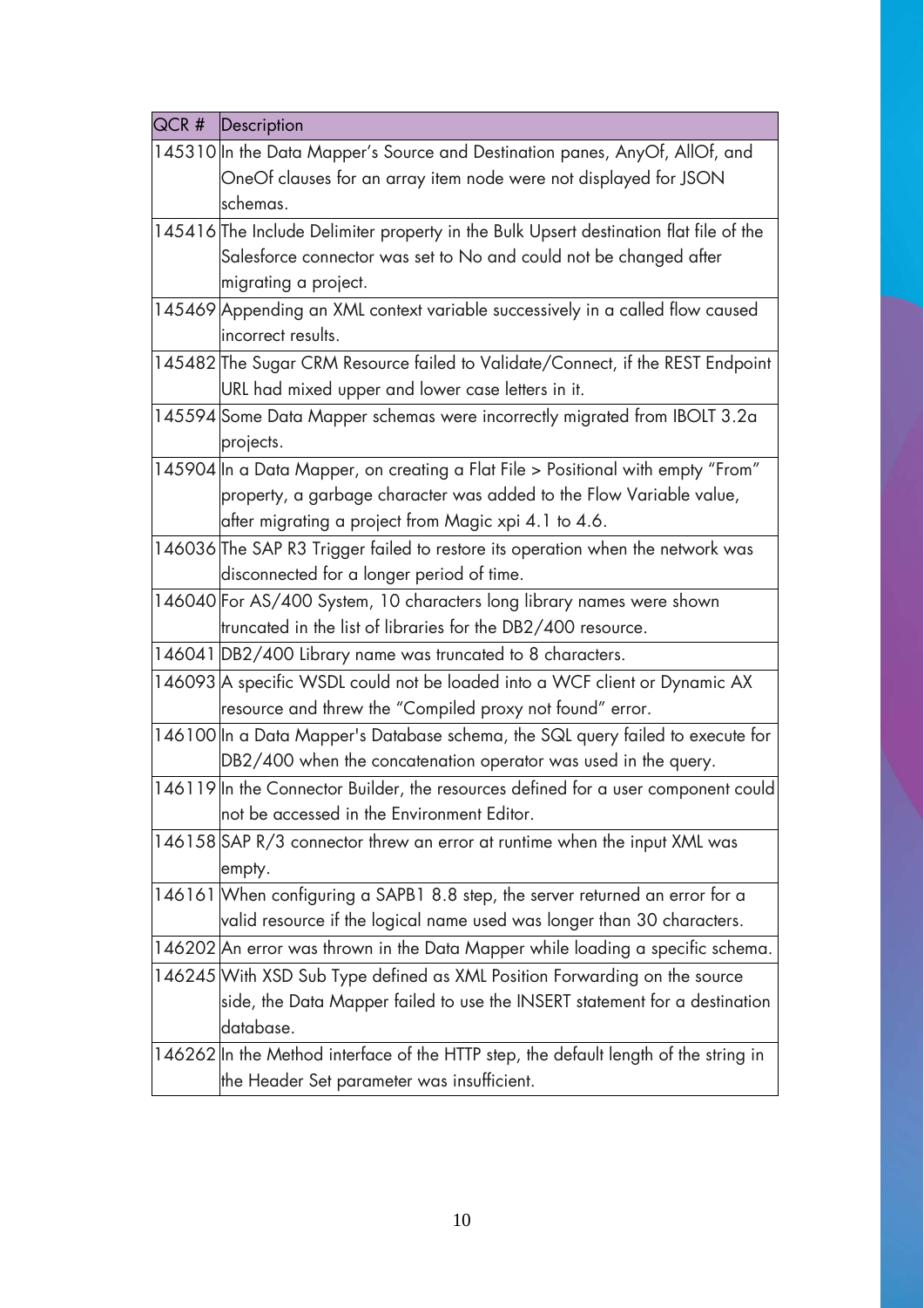| QCR # | Description |
| --- | --- |
| 145310 | In the Data Mapper's Source and Destination panes, AnyOf, AllOf, and OneOf clauses for an array item node were not displayed for JSON schemas. |
| 145416 | The Include Delimiter property in the Bulk Upsert destination flat file of the Salesforce connector was set to No and could not be changed after migrating a project. |
| 145469 | Appending an XML context variable successively in a called flow caused incorrect results. |
| 145482 | The Sugar CRM Resource failed to Validate/Connect, if the REST Endpoint URL had mixed upper and lower case letters in it. |
| 145594 | Some Data Mapper schemas were incorrectly migrated from IBOLT 3.2a projects. |
| 145904 | In a Data Mapper, on creating a Flat File > Positional with empty "From" property, a garbage character was added to the Flow Variable value, after migrating a project from Magic xpi 4.1 to 4.6. |
| 146036 | The SAP R3 Trigger failed to restore its operation when the network was disconnected for a longer period of time. |
| 146040 | For AS/400 System, 10 characters long library names were shown truncated in the list of libraries for the DB2/400 resource. |
| 146041 | DB2/400 Library name was truncated to 8 characters. |
| 146093 | A specific WSDL could not be loaded into a WCF client or Dynamic AX resource and threw the "Compiled proxy not found" error. |
| 146100 | In a Data Mapper's Database schema, the SQL query failed to execute for DB2/400 when the concatenation operator was used in the query. |
| 146119 | In the Connector Builder, the resources defined for a user component could not be accessed in the Environment Editor. |
| 146158 | SAP R/3 connector threw an error at runtime when the input XML was empty. |
| 146161 | When configuring a SAPB1 8.8 step, the server returned an error for a valid resource if the logical name used was longer than 30 characters. |
| 146202 | An error was thrown in the Data Mapper while loading a specific schema. |
| 146245 | With XSD Sub Type defined as XML Position Forwarding on the source side, the Data Mapper failed to use the INSERT statement for a destination database. |
| 146262 | In the Method interface of the HTTP step, the default length of the string in the Header Set parameter was insufficient. |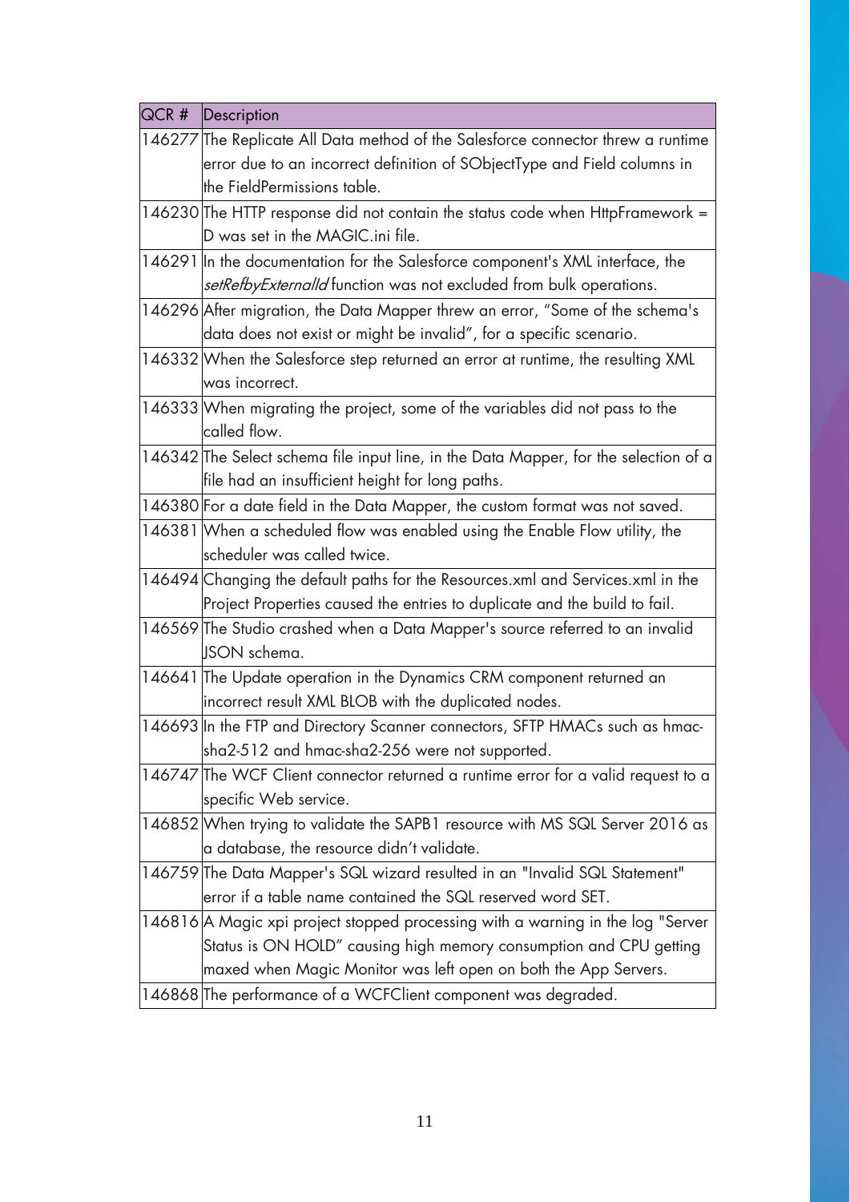| QCR # | Description |
|---|---|
| 146277 | The Replicate All Data method of the Salesforce connector threw a runtime error due to an incorrect definition of SObjectType and Field columns in the FieldPermissions table. |
| 146230 | The HTTP response did not contain the status code when HttpFramework = D was set in the MAGIC.ini file. |
| 146291 | In the documentation for the Salesforce component's XML interface, the *setRefbyExternalId* function was not excluded from bulk operations. |
| 146296 | After migration, the Data Mapper threw an error, "Some of the schema's data does not exist or might be invalid", for a specific scenario. |
| 146332 | When the Salesforce step returned an error at runtime, the resulting XML was incorrect. |
| 146333 | When migrating the project, some of the variables did not pass to the called flow. |
| 146342 | The Select schema file input line, in the Data Mapper, for the selection of a file had an insufficient height for long paths. |
| 146380 | For a date field in the Data Mapper, the custom format was not saved. |
| 146381 | When a scheduled flow was enabled using the Enable Flow utility, the scheduler was called twice. |
| 146494 | Changing the default paths for the Resources.xml and Services.xml in the Project Properties caused the entries to duplicate and the build to fail. |
| 146569 | The Studio crashed when a Data Mapper's source referred to an invalid JSON schema. |
| 146641 | The Update operation in the Dynamics CRM component returned an incorrect result XML BLOB with the duplicated nodes. |
| 146693 | In the FTP and Directory Scanner connectors, SFTP HMACs such as hmac-sha2-512 and hmac-sha2-256 were not supported. |
| 146747 | The WCF Client connector returned a runtime error for a valid request to a specific Web service. |
| 146852 | When trying to validate the SAPB1 resource with MS SQL Server 2016 as a database, the resource didn't validate. |
| 146759 | The Data Mapper's SQL wizard resulted in an "Invalid SQL Statement" error if a table name contained the SQL reserved word SET. |
| 146816 | A Magic xpi project stopped processing with a warning in the log "Server Status is ON HOLD" causing high memory consumption and CPU getting maxed when Magic Monitor was left open on both the App Servers. |
| 146868 | The performance of a WCFClient component was degraded. |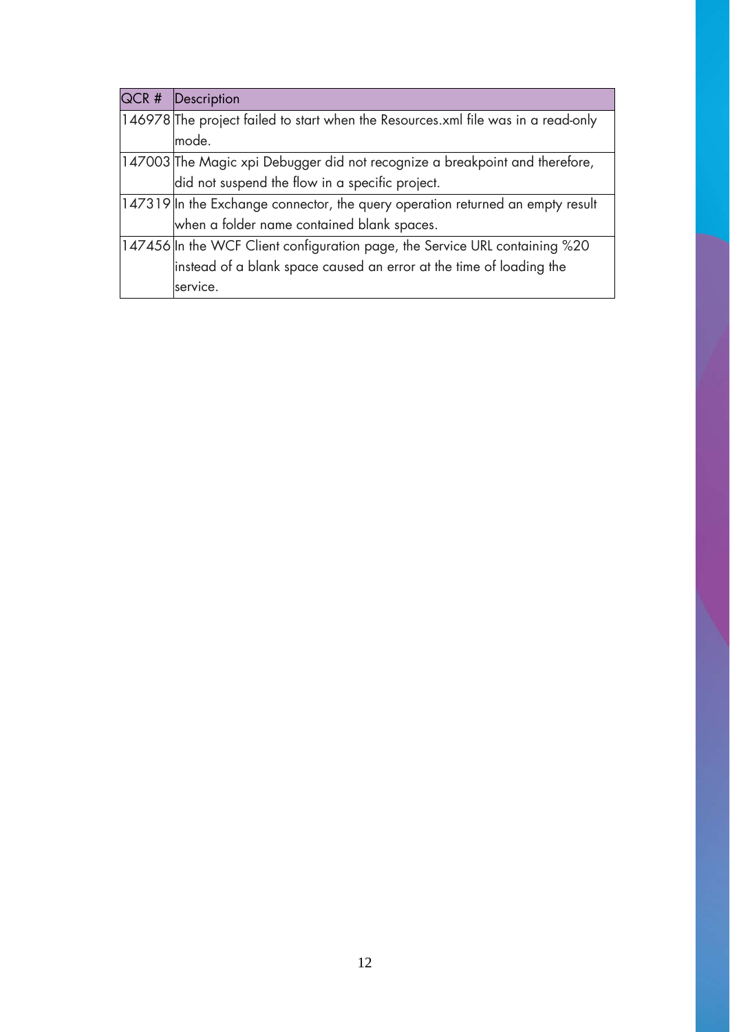| QCR # | Description |
| --- | --- |
| 146978 | The project failed to start when the Resources.xml file was in a read-only mode. |
| 147003 | The Magic xpi Debugger did not recognize a breakpoint and therefore, did not suspend the flow in a specific project. |
| 147319 | In the Exchange connector, the query operation returned an empty result when a folder name contained blank spaces. |
| 147456 | In the WCF Client configuration page, the Service URL containing %20 instead of a blank space caused an error at the time of loading the service. |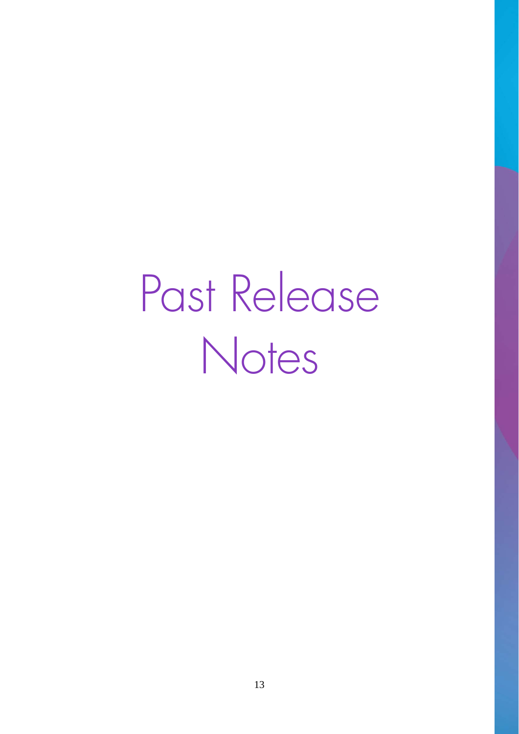# Past Release Notes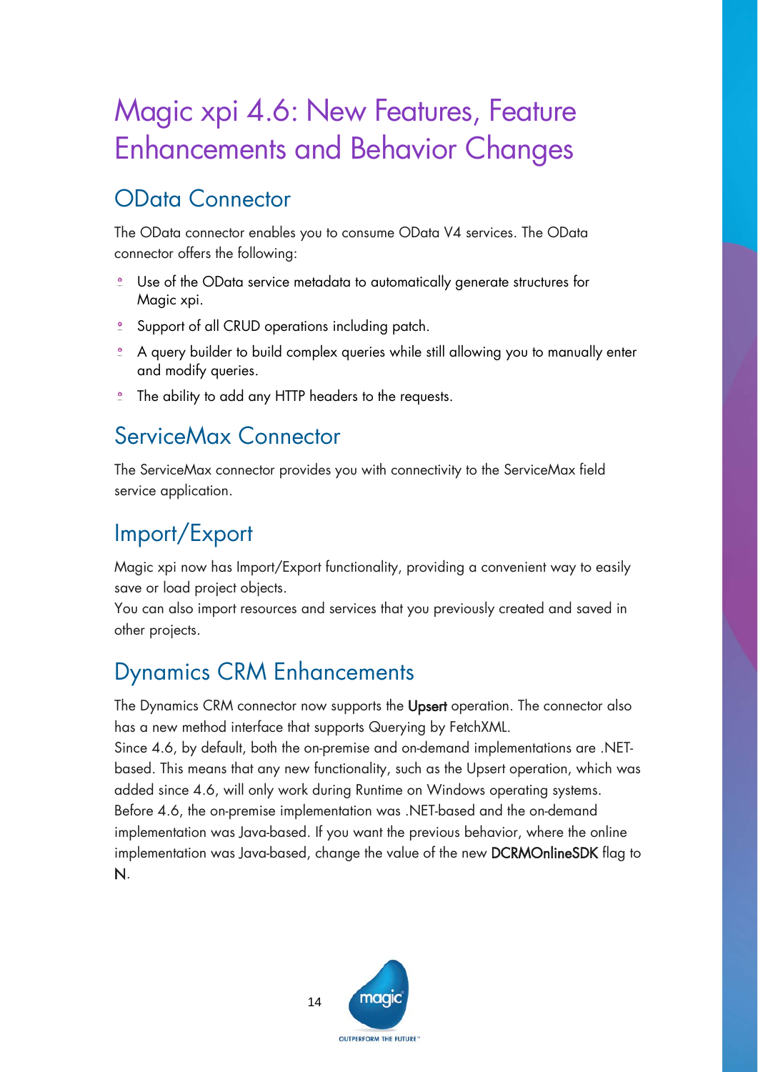# Magic xpi 4.6: New Features, Feature Enhancements and Behavior Changes

## OData Connector

The OData connector enables you to consume OData V4 services. The OData connector offers the following:

- Use of the OData service metadata to automatically generate structures for Magic xpi.
- Support of all CRUD operations including patch.
- A query builder to build complex queries while still allowing you to manually enter and modify queries.
- The ability to add any HTTP headers to the requests.

## ServiceMax Connector

The ServiceMax connector provides you with connectivity to the ServiceMax field service application.

## Import/Export

Magic xpi now has Import/Export functionality, providing a convenient way to easily save or load project objects.
You can also import resources and services that you previously created and saved in other projects.

## Dynamics CRM Enhancements

The Dynamics CRM connector now supports the **Upsert** operation. The connector also has a new method interface that supports Querying by FetchXML.
Since 4.6, by default, both the on-premise and on-demand implementations are .NET-based. This means that any new functionality, such as the Upsert operation, which was added since 4.6, will only work during Runtime on Windows operating systems.
Before 4.6, the on-premise implementation was .NET-based and the on-demand implementation was Java-based. If you want the previous behavior, where the online implementation was Java-based, change the value of the new **DCRMOnlineSDK** flag to **N**.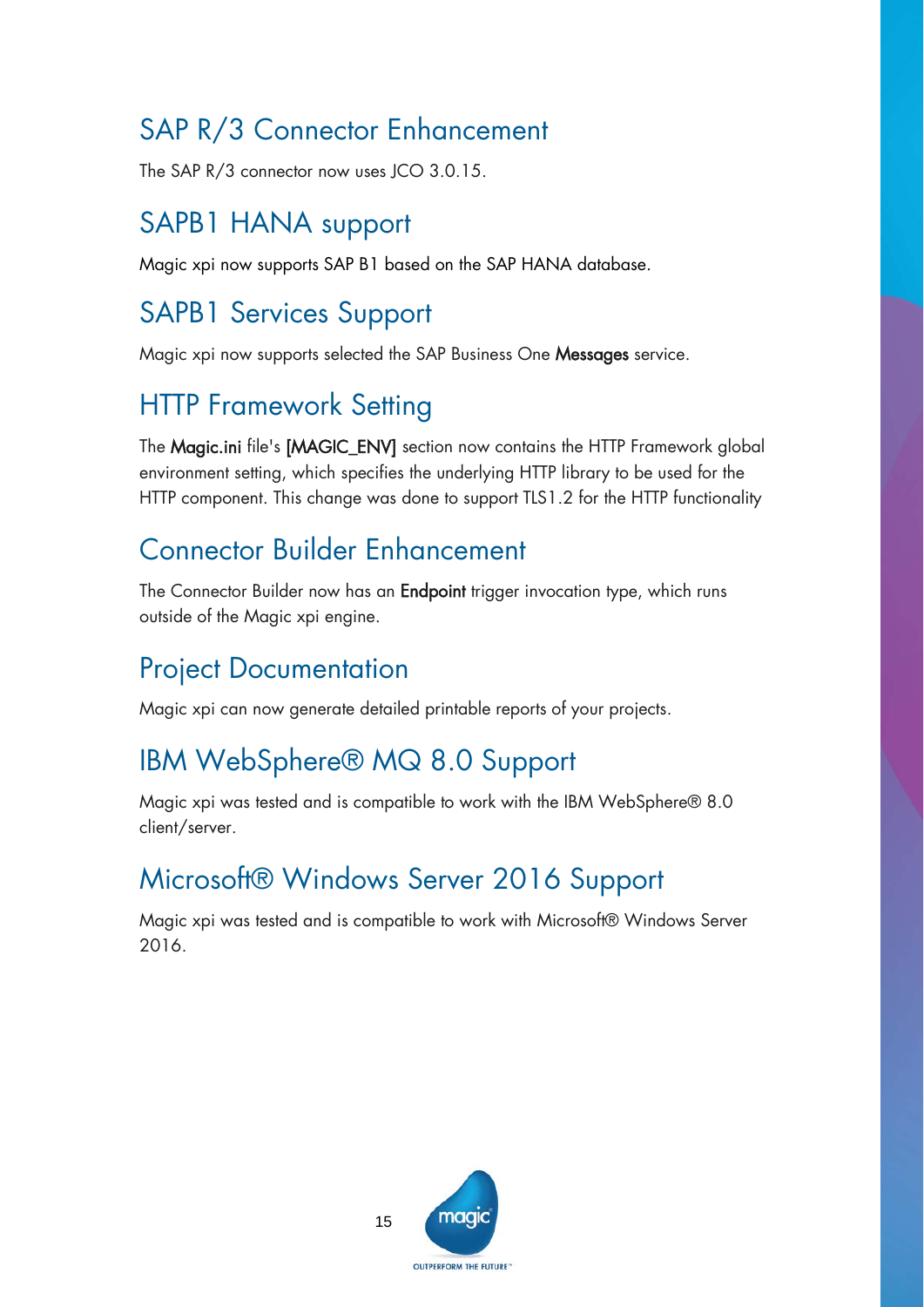## SAP R/3 Connector Enhancement

The SAP R/3 connector now uses JCO 3.0.15.

## SAPB1 HANA support

Magic xpi now supports SAP B1 based on the SAP HANA database.

## SAPB1 Services Support

Magic xpi now supports selected the SAP Business One **Messages** service.

## HTTP Framework Setting

The **Magic.ini** file's **[MAGIC_ENV]** section now contains the HTTP Framework global environment setting, which specifies the underlying HTTP library to be used for the HTTP component. This change was done to support TLS1.2 for the HTTP functionality

## Connector Builder Enhancement

The Connector Builder now has an **Endpoint** trigger invocation type, which runs outside of the Magic xpi engine.

## Project Documentation

Magic xpi can now generate detailed printable reports of your projects.

## IBM WebSphere® MQ 8.0 Support

Magic xpi was tested and is compatible to work with the IBM WebSphere® 8.0 client/server.

## Microsoft® Windows Server 2016 Support

Magic xpi was tested and is compatible to work with Microsoft® Windows Server 2016.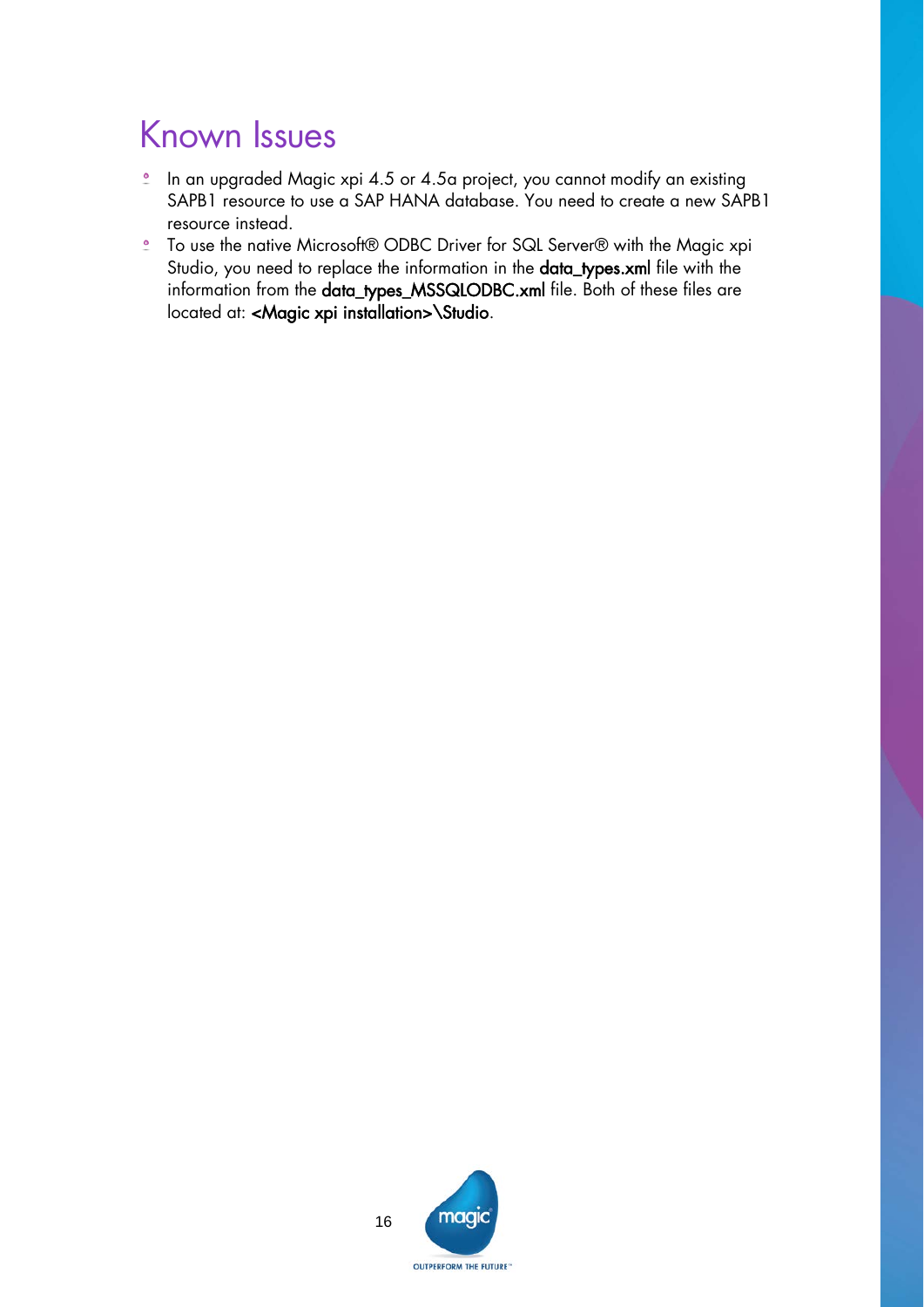# Known Issues

- In an upgraded Magic xpi 4.5 or 4.5a project, you cannot modify an existing SAPB1 resource to use a SAP HANA database. You need to create a new SAPB1 resource instead.
- To use the native Microsoft® ODBC Driver for SQL Server® with the Magic xpi Studio, you need to replace the information in the **data_types.xml** file with the information from the **data_types_MSSQLODBC.xml** file. Both of these files are located at: **<Magic xpi installation>\Studio**.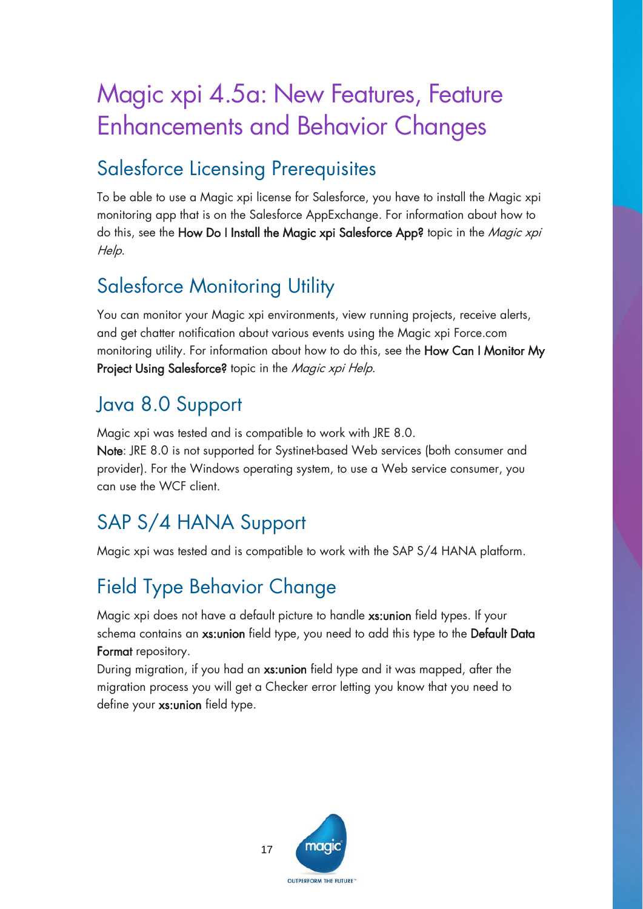# Magic xpi 4.5a: New Features, Feature Enhancements and Behavior Changes

## Salesforce Licensing Prerequisites

To be able to use a Magic xpi license for Salesforce, you have to install the Magic xpi monitoring app that is on the Salesforce AppExchange. For information about how to do this, see the **How Do I Install the Magic xpi Salesforce App?** topic in the *Magic xpi Help*.

## Salesforce Monitoring Utility

You can monitor your Magic xpi environments, view running projects, receive alerts, and get chatter notification about various events using the Magic xpi Force.com monitoring utility. For information about how to do this, see the **How Can I Monitor My Project Using Salesforce?** topic in the *Magic xpi Help*.

## Java 8.0 Support

Magic xpi was tested and is compatible to work with JRE 8.0.
**Note**: JRE 8.0 is not supported for Systinet-based Web services (both consumer and provider). For the Windows operating system, to use a Web service consumer, you can use the WCF client.

## SAP S/4 HANA Support

Magic xpi was tested and is compatible to work with the SAP S/4 HANA platform.

## Field Type Behavior Change

Magic xpi does not have a default picture to handle **xs:union** field types. If your schema contains an **xs:union** field type, you need to add this type to the **Default Data Format** repository.
During migration, if you had an **xs:union** field type and it was mapped, after the migration process you will get a Checker error letting you know that you need to define your **xs:union** field type.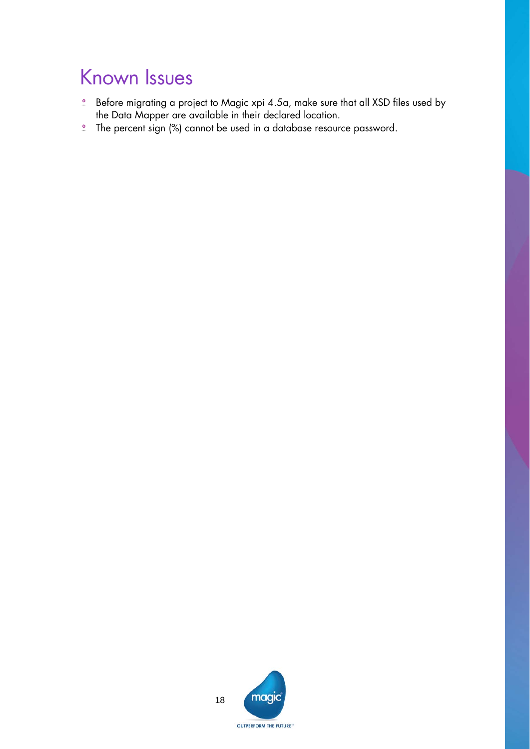# Known Issues

- Before migrating a project to Magic xpi 4.5a, make sure that all XSD files used by the Data Mapper are available in their declared location.
- The percent sign (%) cannot be used in a database resource password.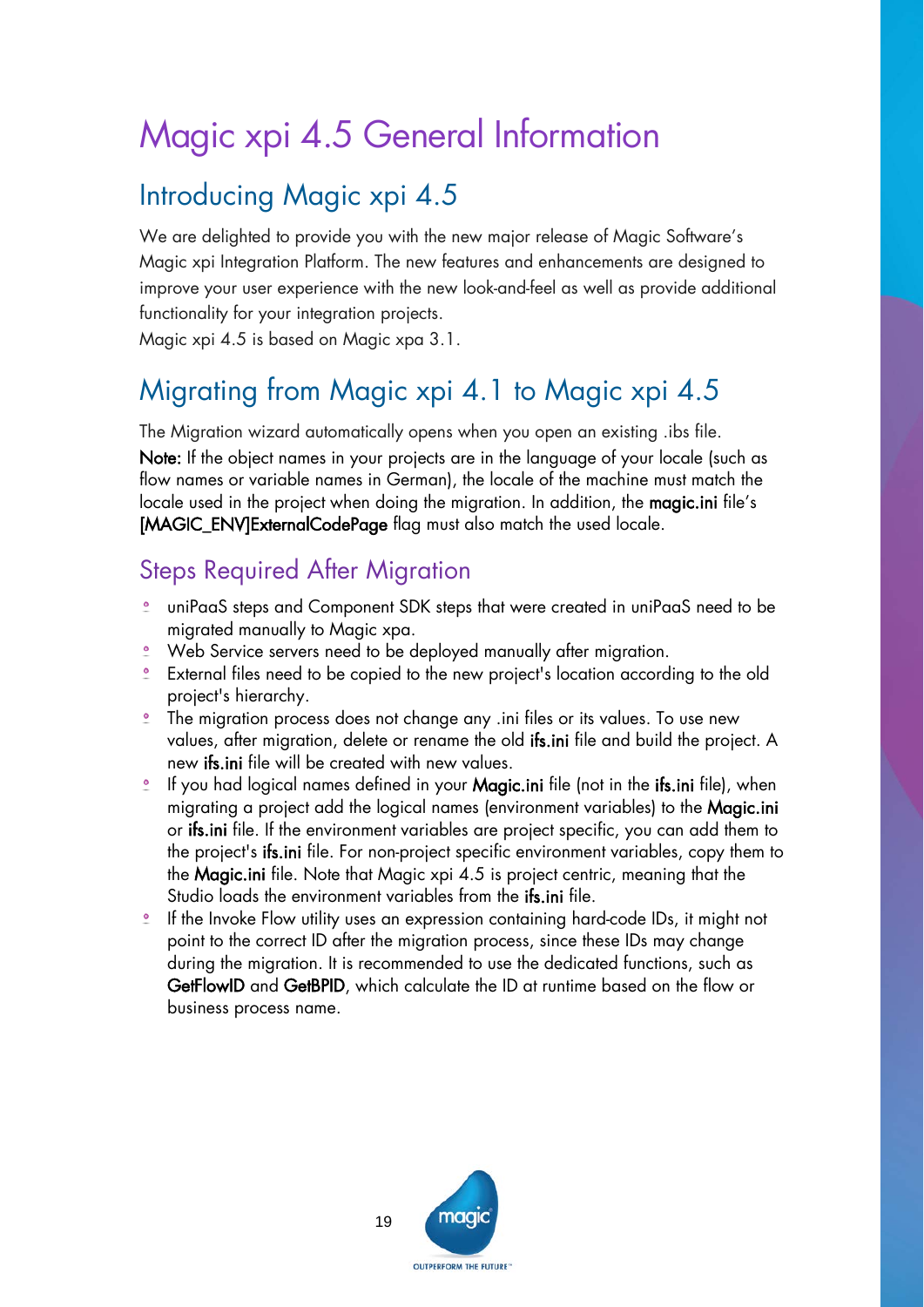# Magic xpi 4.5 General Information

## Introducing Magic xpi 4.5

We are delighted to provide you with the new major release of Magic Software's Magic xpi Integration Platform. The new features and enhancements are designed to improve your user experience with the new look-and-feel as well as provide additional functionality for your integration projects.
Magic xpi 4.5 is based on Magic xpa 3.1.

## Migrating from Magic xpi 4.1 to Magic xpi 4.5

The Migration wizard automatically opens when you open an existing .ibs file.

**Note:** If the object names in your projects are in the language of your locale (such as flow names or variable names in German), the locale of the machine must match the locale used in the project when doing the migration. In addition, the **magic.ini** file's **[MAGIC_ENV]ExternalCodePage** flag must also match the used locale.

### Steps Required After Migration

- uniPaaS steps and Component SDK steps that were created in uniPaaS need to be migrated manually to Magic xpa.
- Web Service servers need to be deployed manually after migration.
- External files need to be copied to the new project's location according to the old project's hierarchy.
- The migration process does not change any .ini files or its values. To use new values, after migration, delete or rename the old **ifs.ini** file and build the project. A new **ifs.ini** file will be created with new values.
- If you had logical names defined in your **Magic.ini** file (not in the **ifs.ini** file), when migrating a project add the logical names (environment variables) to the **Magic.ini** or **ifs.ini** file. If the environment variables are project specific, you can add them to the project's **ifs.ini** file. For non-project specific environment variables, copy them to the **Magic.ini** file. Note that Magic xpi 4.5 is project centric, meaning that the Studio loads the environment variables from the **ifs.ini** file.
- If the Invoke Flow utility uses an expression containing hard-code IDs, it might not point to the correct ID after the migration process, since these IDs may change during the migration. It is recommended to use the dedicated functions, such as **GetFlowID** and **GetBPID**, which calculate the ID at runtime based on the flow or business process name.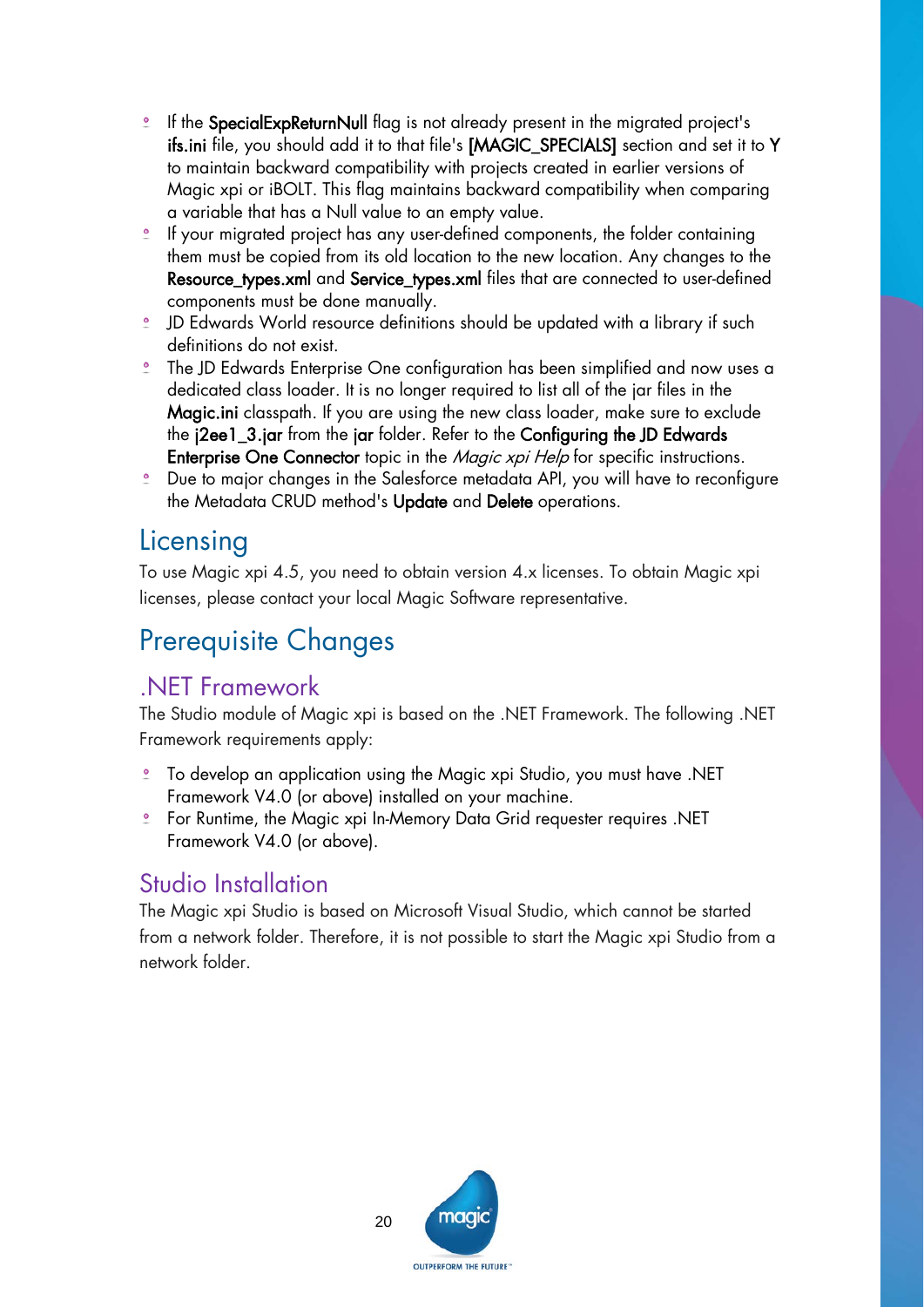- If the **SpecialExpReturnNull** flag is not already present in the migrated project's **ifs.ini** file, you should add it to that file's **[MAGIC_SPECIALS]** section and set it to **Y** to maintain backward compatibility with projects created in earlier versions of Magic xpi or iBOLT. This flag maintains backward compatibility when comparing a variable that has a Null value to an empty value.
- If your migrated project has any user-defined components, the folder containing them must be copied from its old location to the new location. Any changes to the **Resource_types.xml** and **Service_types.xml** files that are connected to user-defined components must be done manually.
- JD Edwards World resource definitions should be updated with a library if such definitions do not exist.
- The JD Edwards Enterprise One configuration has been simplified and now uses a dedicated class loader. It is no longer required to list all of the jar files in the **Magic.ini** classpath. If you are using the new class loader, make sure to exclude the **j2ee1_3.jar** from the **jar** folder. Refer to the **Configuring the JD Edwards Enterprise One Connector** topic in the *Magic xpi Help* for specific instructions.
- Due to major changes in the Salesforce metadata API, you will have to reconfigure the Metadata CRUD method's **Update** and **Delete** operations.

## Licensing

To use Magic xpi 4.5, you need to obtain version 4.x licenses. To obtain Magic xpi licenses, please contact your local Magic Software representative.

## Prerequisite Changes

### .NET Framework

The Studio module of Magic xpi is based on the .NET Framework. The following .NET Framework requirements apply:

- To develop an application using the Magic xpi Studio, you must have .NET Framework V4.0 (or above) installed on your machine.
- For Runtime, the Magic xpi In-Memory Data Grid requester requires .NET Framework V4.0 (or above).

### Studio Installation

The Magic xpi Studio is based on Microsoft Visual Studio, which cannot be started from a network folder. Therefore, it is not possible to start the Magic xpi Studio from a network folder.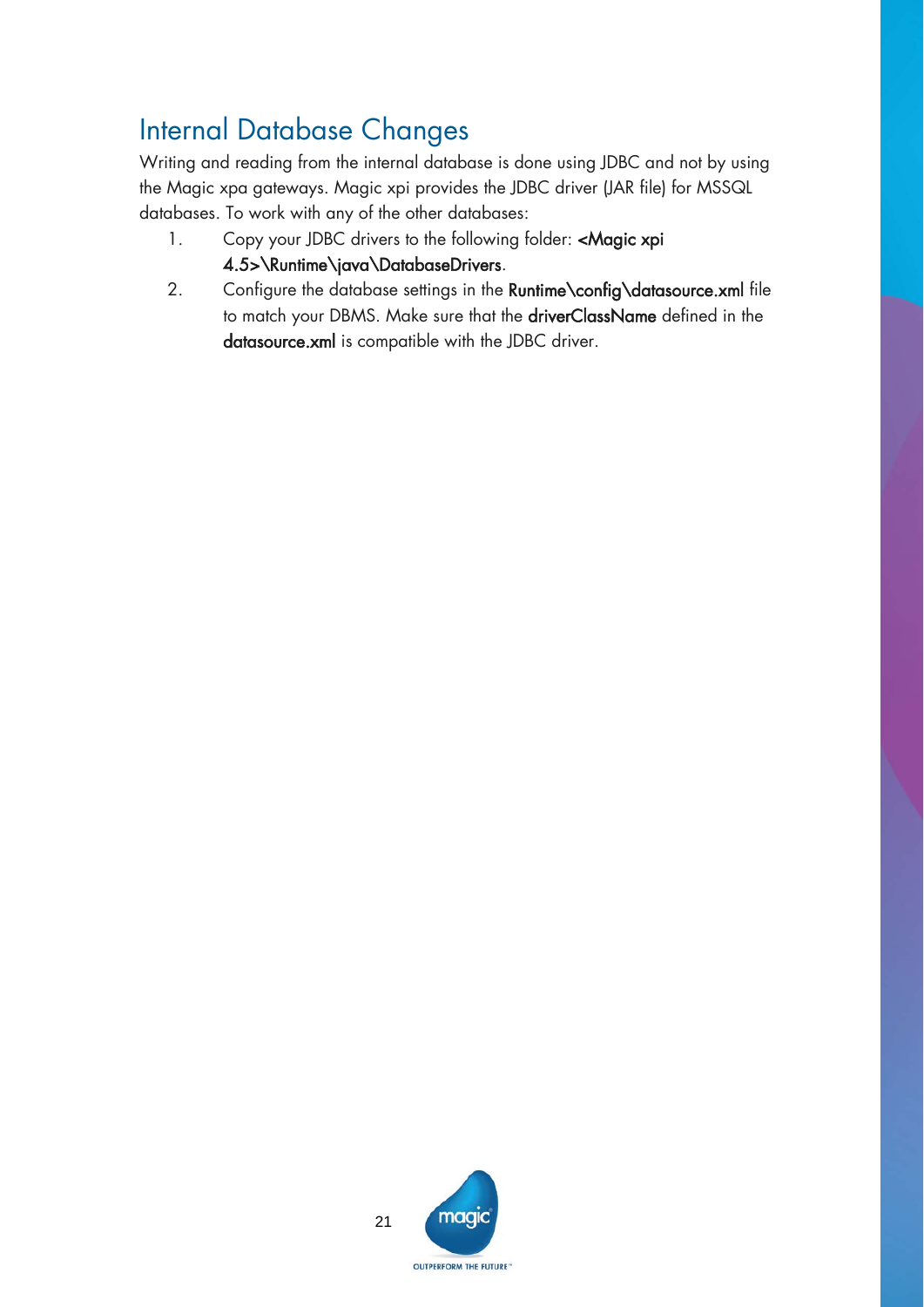## Internal Database Changes

Writing and reading from the internal database is done using JDBC and not by using the Magic xpa gateways. Magic xpi provides the JDBC driver (JAR file) for MSSQL databases. To work with any of the other databases:

1. Copy your JDBC drivers to the following folder: **<Magic xpi 4.5>\Runtime\java\DatabaseDrivers**.
2. Configure the database settings in the **Runtime\config\datasource.xml** file to match your DBMS. Make sure that the **driverClassName** defined in the **datasource.xml** is compatible with the JDBC driver.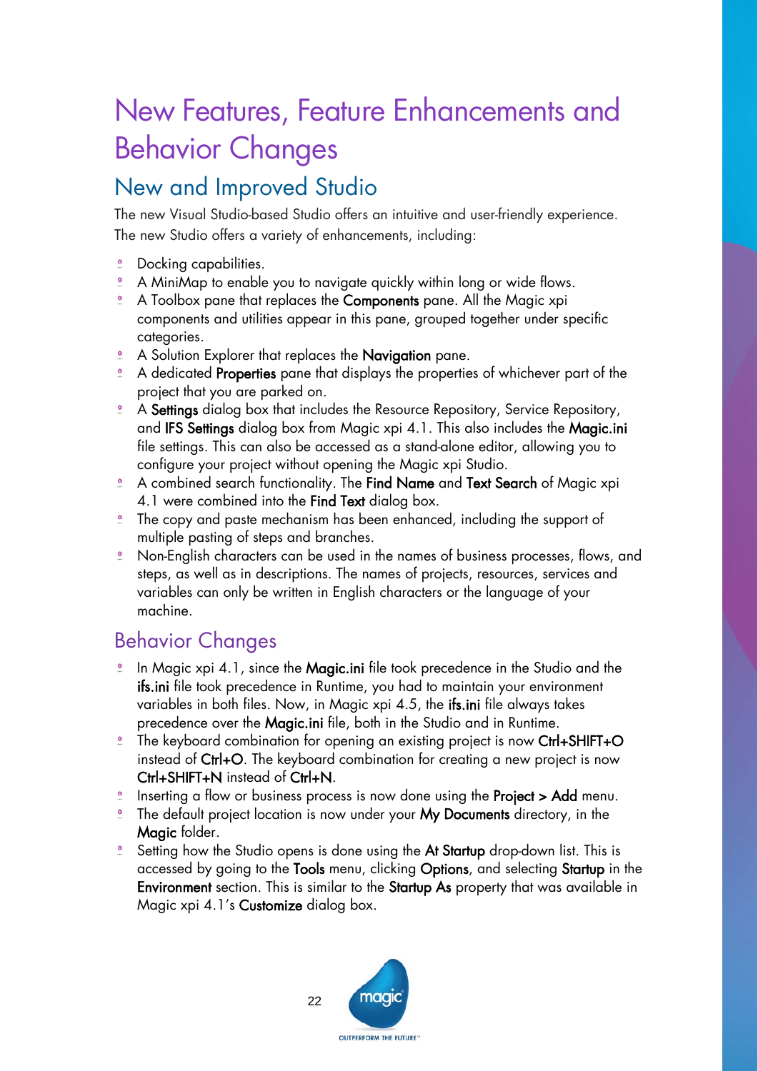# New Features, Feature Enhancements and Behavior Changes

## New and Improved Studio

The new Visual Studio-based Studio offers an intuitive and user-friendly experience. The new Studio offers a variety of enhancements, including:

- Docking capabilities.
- A MiniMap to enable you to navigate quickly within long or wide flows.
- A Toolbox pane that replaces the **Components** pane. All the Magic xpi components and utilities appear in this pane, grouped together under specific categories.
- A Solution Explorer that replaces the **Navigation** pane.
- A dedicated **Properties** pane that displays the properties of whichever part of the project that you are parked on.
- A **Settings** dialog box that includes the Resource Repository, Service Repository, and **IFS Settings** dialog box from Magic xpi 4.1. This also includes the **Magic.ini** file settings. This can also be accessed as a stand-alone editor, allowing you to configure your project without opening the Magic xpi Studio.
- A combined search functionality. The **Find Name** and **Text Search** of Magic xpi 4.1 were combined into the **Find Text** dialog box.
- The copy and paste mechanism has been enhanced, including the support of multiple pasting of steps and branches.
- Non-English characters can be used in the names of business processes, flows, and steps, as well as in descriptions. The names of projects, resources, services and variables can only be written in English characters or the language of your machine.

## Behavior Changes

- In Magic xpi 4.1, since the **Magic.ini** file took precedence in the Studio and the **ifs.ini** file took precedence in Runtime, you had to maintain your environment variables in both files. Now, in Magic xpi 4.5, the **ifs.ini** file always takes precedence over the **Magic.ini** file, both in the Studio and in Runtime.
- The keyboard combination for opening an existing project is now **Ctrl+SHIFT+O** instead of **Ctrl+O**. The keyboard combination for creating a new project is now **Ctrl+SHIFT+N** instead of **Ctrl+N**.
- Inserting a flow or business process is now done using the **Project > Add** menu.
- The default project location is now under your **My Documents** directory, in the **Magic** folder.
- Setting how the Studio opens is done using the **At Startup** drop-down list. This is accessed by going to the **Tools** menu, clicking **Options**, and selecting **Startup** in the **Environment** section. This is similar to the **Startup As** property that was available in Magic xpi 4.1's **Customize** dialog box.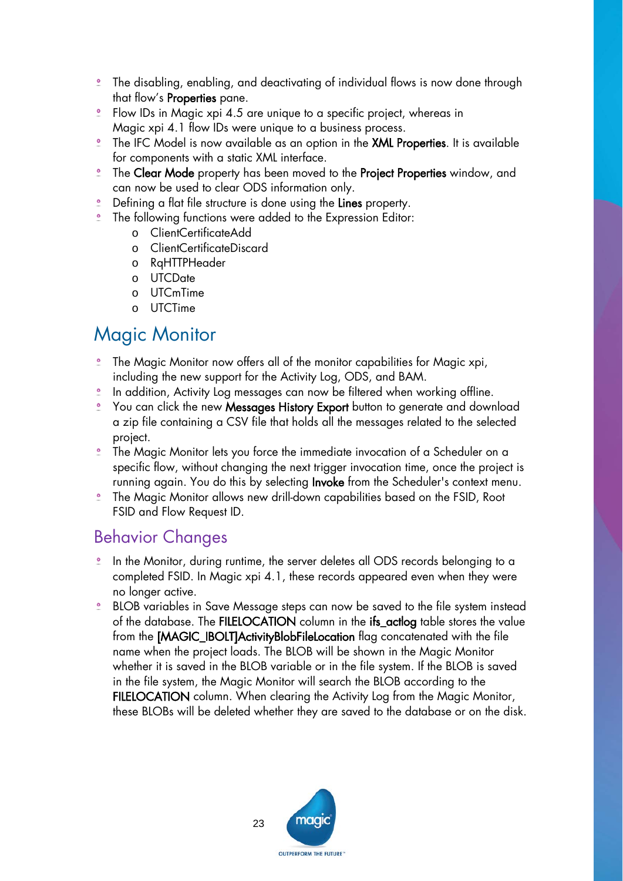- The disabling, enabling, and deactivating of individual flows is now done through that flow's **Properties** pane.
- Flow IDs in Magic xpi 4.5 are unique to a specific project, whereas in Magic xpi 4.1 flow IDs were unique to a business process.
- The IFC Model is now available as an option in the **XML Properties**. It is available for components with a static XML interface.
- The **Clear Mode** property has been moved to the **Project Properties** window, and can now be used to clear ODS information only.
- Defining a flat file structure is done using the **Lines** property.
- The following functions were added to the Expression Editor:
  - ClientCertificateAdd
  - ClientCertificateDiscard
  - RqHTTPHeader
  - UTCDate
  - UTCmTime
  - UTCTime

# Magic Monitor

- The Magic Monitor now offers all of the monitor capabilities for Magic xpi, including the new support for the Activity Log, ODS, and BAM.
- In addition, Activity Log messages can now be filtered when working offline.
- You can click the new **Messages History Export** button to generate and download a zip file containing a CSV file that holds all the messages related to the selected project.
- The Magic Monitor lets you force the immediate invocation of a Scheduler on a specific flow, without changing the next trigger invocation time, once the project is running again. You do this by selecting **Invoke** from the Scheduler's context menu.
- The Magic Monitor allows new drill-down capabilities based on the FSID, Root FSID and Flow Request ID.

## Behavior Changes

- In the Monitor, during runtime, the server deletes all ODS records belonging to a completed FSID. In Magic xpi 4.1, these records appeared even when they were no longer active.
- BLOB variables in Save Message steps can now be saved to the file system instead of the database. The **FILELOCATION** column in the **ifs_actlog** table stores the value from the **[MAGIC_IBOLT]ActivityBlobFileLocation** flag concatenated with the file name when the project loads. The BLOB will be shown in the Magic Monitor whether it is saved in the BLOB variable or in the file system. If the BLOB is saved in the file system, the Magic Monitor will search the BLOB according to the **FILELOCATION** column. When clearing the Activity Log from the Magic Monitor, these BLOBs will be deleted whether they are saved to the database or on the disk.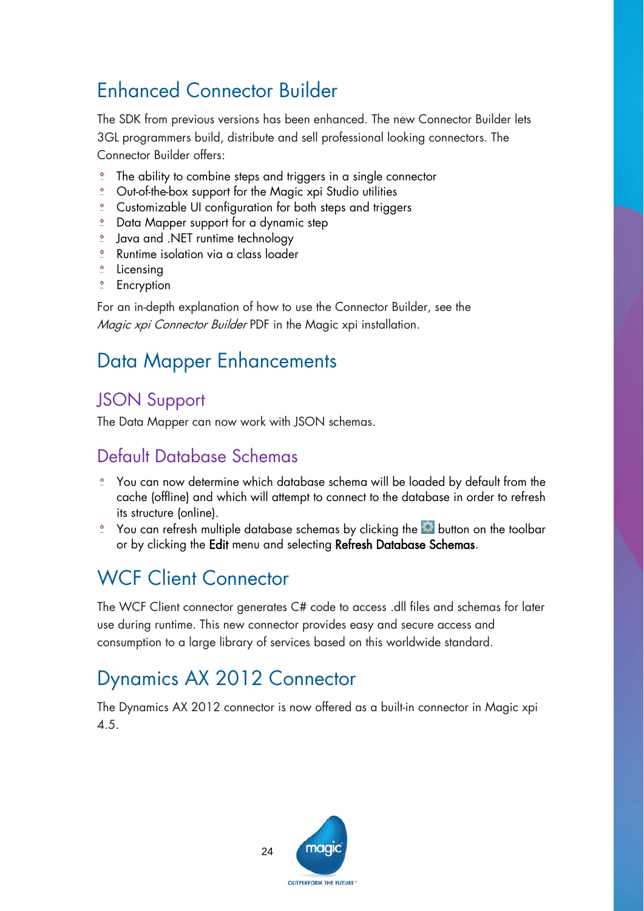# Enhanced Connector Builder

The SDK from previous versions has been enhanced. The new Connector Builder lets 3GL programmers build, distribute and sell professional looking connectors. The Connector Builder offers:

- The ability to combine steps and triggers in a single connector
- Out-of-the-box support for the Magic xpi Studio utilities
- Customizable UI configuration for both steps and triggers
- Data Mapper support for a dynamic step
- Java and .NET runtime technology
- Runtime isolation via a class loader
- Licensing
- Encryption

For an in-depth explanation of how to use the Connector Builder, see the *Magic xpi Connector Builder* PDF in the Magic xpi installation.

# Data Mapper Enhancements

## JSON Support

The Data Mapper can now work with JSON schemas.

## Default Database Schemas

- You can now determine which database schema will be loaded by default from the cache (offline) and which will attempt to connect to the database in order to refresh its structure (online).
- You can refresh multiple database schemas by clicking the button on the toolbar or by clicking the **Edit** menu and selecting **Refresh Database Schemas**.

# WCF Client Connector

The WCF Client connector generates C# code to access .dll files and schemas for later use during runtime. This new connector provides easy and secure access and consumption to a large library of services based on this worldwide standard.

# Dynamics AX 2012 Connector

The Dynamics AX 2012 connector is now offered as a built-in connector in Magic xpi 4.5.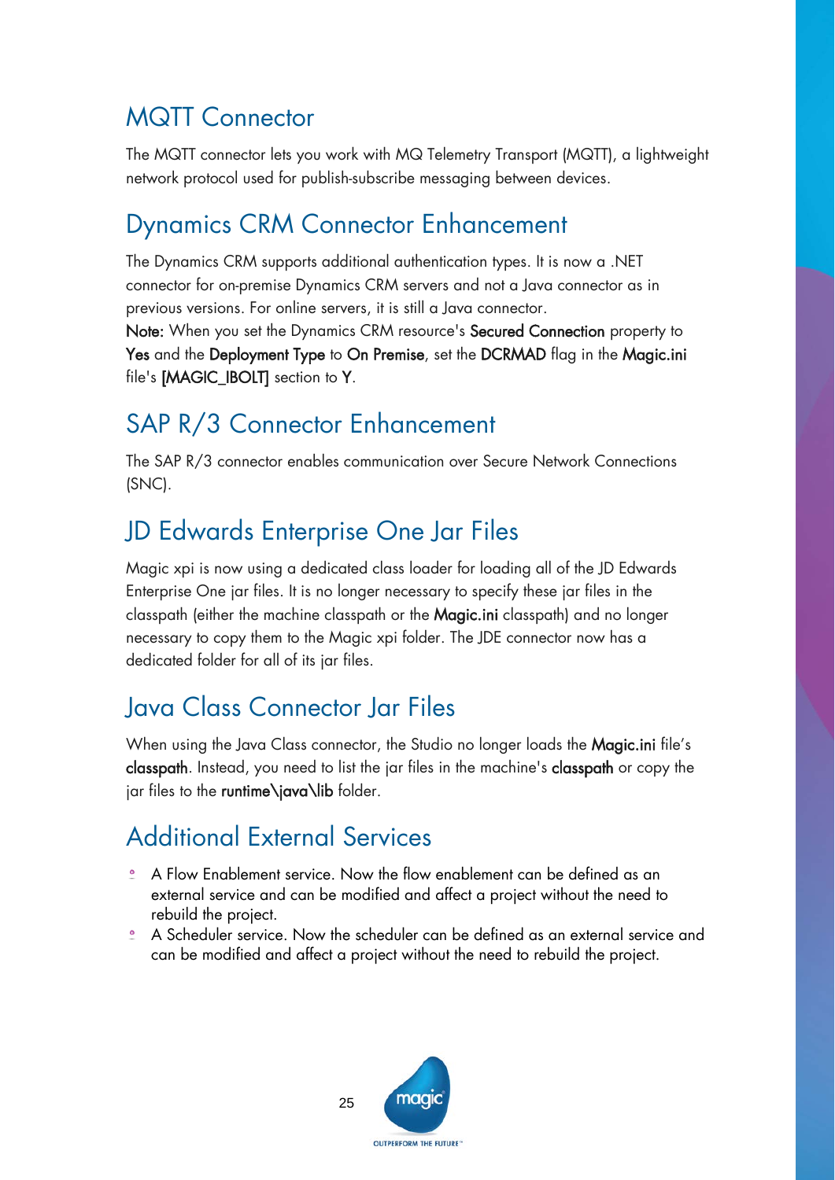## MQTT Connector

The MQTT connector lets you work with MQ Telemetry Transport (MQTT), a lightweight network protocol used for publish-subscribe messaging between devices.

## Dynamics CRM Connector Enhancement

The Dynamics CRM supports additional authentication types. It is now a .NET connector for on-premise Dynamics CRM servers and not a Java connector as in previous versions. For online servers, it is still a Java connector.

**Note:** When you set the Dynamics CRM resource's **Secured Connection** property to **Yes** and the **Deployment Type** to **On Premise**, set the **DCRMAD** flag in the **Magic.ini** file's **[MAGIC_IBOLT]** section to **Y**.

## SAP R/3 Connector Enhancement

The SAP R/3 connector enables communication over Secure Network Connections (SNC).

## JD Edwards Enterprise One Jar Files

Magic xpi is now using a dedicated class loader for loading all of the JD Edwards Enterprise One jar files. It is no longer necessary to specify these jar files in the classpath (either the machine classpath or the **Magic.ini** classpath) and no longer necessary to copy them to the Magic xpi folder. The JDE connector now has a dedicated folder for all of its jar files.

## Java Class Connector Jar Files

When using the Java Class connector, the Studio no longer loads the **Magic.ini** file's **classpath**. Instead, you need to list the jar files in the machine's **classpath** or copy the jar files to the **runtime\java\lib** folder.

## Additional External Services

- A Flow Enablement service. Now the flow enablement can be defined as an external service and can be modified and affect a project without the need to rebuild the project.
- A Scheduler service. Now the scheduler can be defined as an external service and can be modified and affect a project without the need to rebuild the project.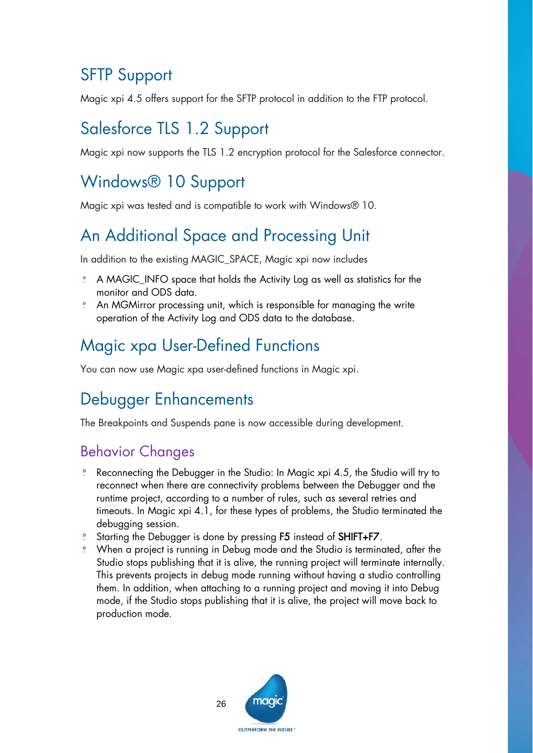## SFTP Support

Magic xpi 4.5 offers support for the SFTP protocol in addition to the FTP protocol.

## Salesforce TLS 1.2 Support

Magic xpi now supports the TLS 1.2 encryption protocol for the Salesforce connector.

## Windows® 10 Support

Magic xpi was tested and is compatible to work with Windows® 10.

## An Additional Space and Processing Unit

In addition to the existing MAGIC_SPACE, Magic xpi now includes

- A MAGIC_INFO space that holds the Activity Log as well as statistics for the monitor and ODS data.
- An MGMirror processing unit, which is responsible for managing the write operation of the Activity Log and ODS data to the database.

## Magic xpa User-Defined Functions

You can now use Magic xpa user-defined functions in Magic xpi.

## Debugger Enhancements

The Breakpoints and Suspends pane is now accessible during development.

### Behavior Changes

- Reconnecting the Debugger in the Studio: In Magic xpi 4.5, the Studio will try to reconnect when there are connectivity problems between the Debugger and the runtime project, according to a number of rules, such as several retries and timeouts. In Magic xpi 4.1, for these types of problems, the Studio terminated the debugging session.
- Starting the Debugger is done by pressing **F5** instead of **SHIFT+F7**.
- When a project is running in Debug mode and the Studio is terminated, after the Studio stops publishing that it is alive, the running project will terminate internally. This prevents projects in debug mode running without having a studio controlling them. In addition, when attaching to a running project and moving it into Debug mode, if the Studio stops publishing that it is alive, the project will move back to production mode.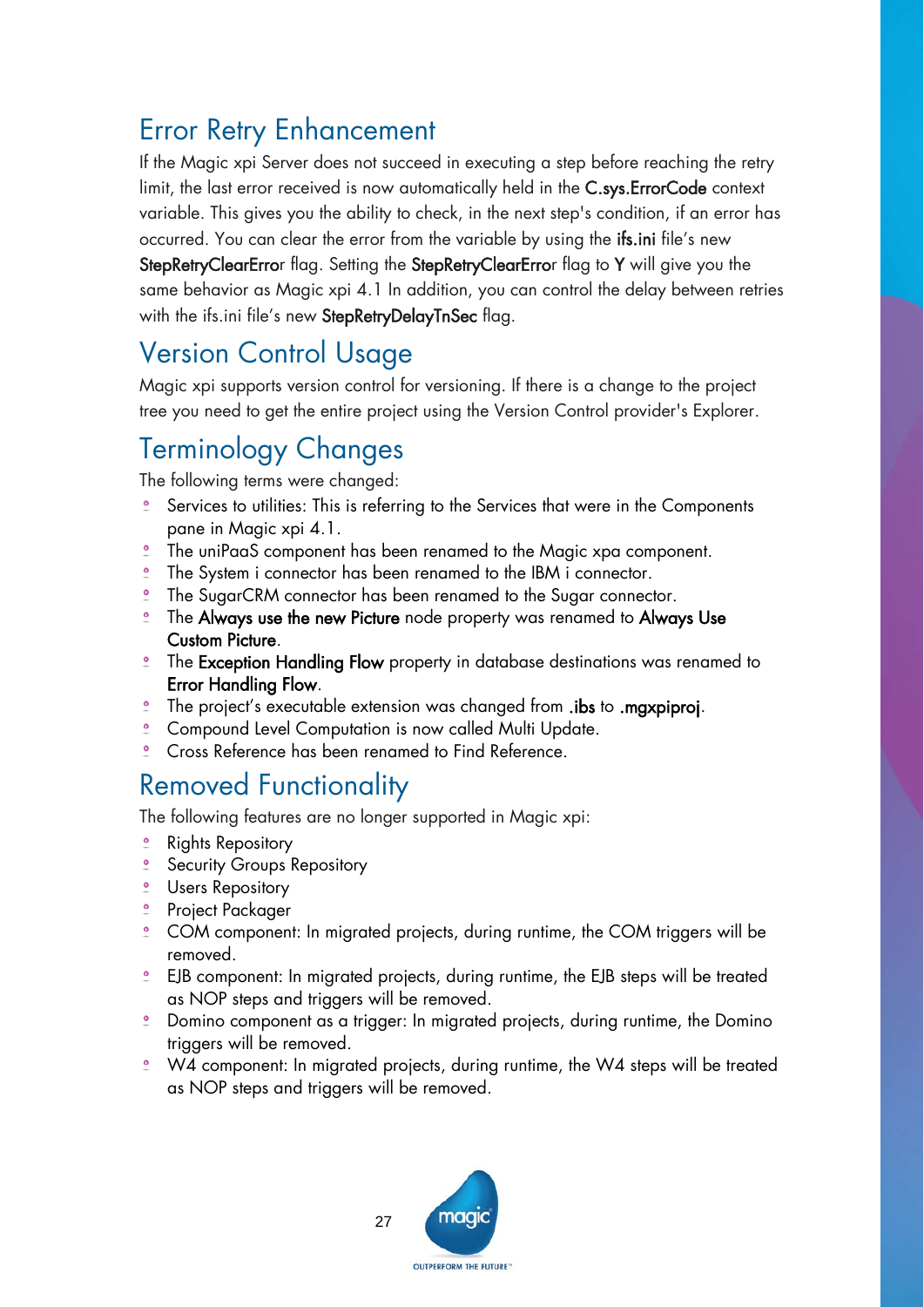## Error Retry Enhancement

If the Magic xpi Server does not succeed in executing a step before reaching the retry limit, the last error received is now automatically held in the **C.sys.ErrorCode** context variable. This gives you the ability to check, in the next step's condition, if an error has occurred. You can clear the error from the variable by using the **ifs.ini** file's new **StepRetryClearError** flag. Setting the **StepRetryClearError** flag to **Y** will give you the same behavior as Magic xpi 4.1 In addition, you can control the delay between retries with the ifs.ini file's new **StepRetryDelayTnSec** flag.

## Version Control Usage

Magic xpi supports version control for versioning. If there is a change to the project tree you need to get the entire project using the Version Control provider's Explorer.

## Terminology Changes

The following terms were changed:

- Services to utilities: This is referring to the Services that were in the Components pane in Magic xpi 4.1.
- The uniPaaS component has been renamed to the Magic xpa component.
- The System i connector has been renamed to the IBM i connector.
- The SugarCRM connector has been renamed to the Sugar connector.
- The **Always use the new Picture** node property was renamed to **Always Use Custom Picture**.
- The **Exception Handling Flow** property in database destinations was renamed to **Error Handling Flow**.
- The project's executable extension was changed from **.ibs** to **.mgxpiproj**.
- Compound Level Computation is now called Multi Update.
- Cross Reference has been renamed to Find Reference.

## Removed Functionality

The following features are no longer supported in Magic xpi:

- Rights Repository
- Security Groups Repository
- Users Repository
- Project Packager
- COM component: In migrated projects, during runtime, the COM triggers will be removed.
- EJB component: In migrated projects, during runtime, the EJB steps will be treated as NOP steps and triggers will be removed.
- Domino component as a trigger: In migrated projects, during runtime, the Domino triggers will be removed.
- W4 component: In migrated projects, during runtime, the W4 steps will be treated as NOP steps and triggers will be removed.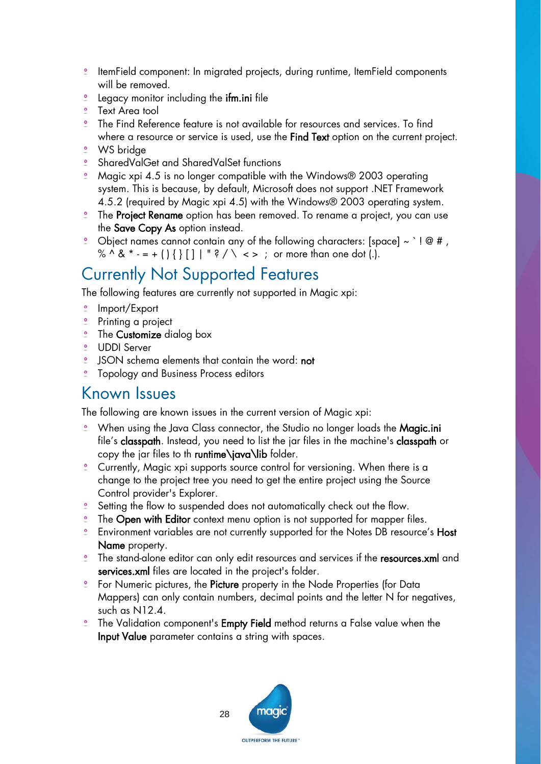- ItemField component: In migrated projects, during runtime, ItemField components will be removed.
- Legacy monitor including the **ifm.ini** file
- Text Area tool
- The Find Reference feature is not available for resources and services. To find where a resource or service is used, use the **Find Text** option on the current project.
- WS bridge
- SharedValGet and SharedValSet functions
- Magic xpi 4.5 is no longer compatible with the Windows® 2003 operating system. This is because, by default, Microsoft does not support .NET Framework 4.5.2 (required by Magic xpi 4.5) with the Windows® 2003 operating system.
- The **Project Rename** option has been removed. To rename a project, you can use the **Save Copy As** option instead.
- Object names cannot contain any of the following characters: [space] ~ ` ! @ # , % ^ & * - = + ( ) { } [ ] | " ? / \ < > ; or more than one dot (.).

# Currently Not Supported Features

The following features are currently not supported in Magic xpi:

- Import/Export
- Printing a project
- The **Customize** dialog box
- UDDI Server
- JSON schema elements that contain the word: **not**
- Topology and Business Process editors

# Known Issues

The following are known issues in the current version of Magic xpi:

- When using the Java Class connector, the Studio no longer loads the **Magic.ini** file's **classpath**. Instead, you need to list the jar files in the machine's **classpath** or copy the jar files to th **runtime\java\lib** folder.
- Currently, Magic xpi supports source control for versioning. When there is a change to the project tree you need to get the entire project using the Source Control provider's Explorer.
- Setting the flow to suspended does not automatically check out the flow.
- The **Open with Editor** context menu option is not supported for mapper files.
- Environment variables are not currently supported for the Notes DB resource's **Host Name** property.
- The stand-alone editor can only edit resources and services if the **resources.xml** and **services.xml** files are located in the project's folder.
- For Numeric pictures, the **Picture** property in the Node Properties (for Data Mappers) can only contain numbers, decimal points and the letter N for negatives, such as N12.4.
- The Validation component's **Empty Field** method returns a False value when the **Input Value** parameter contains a string with spaces.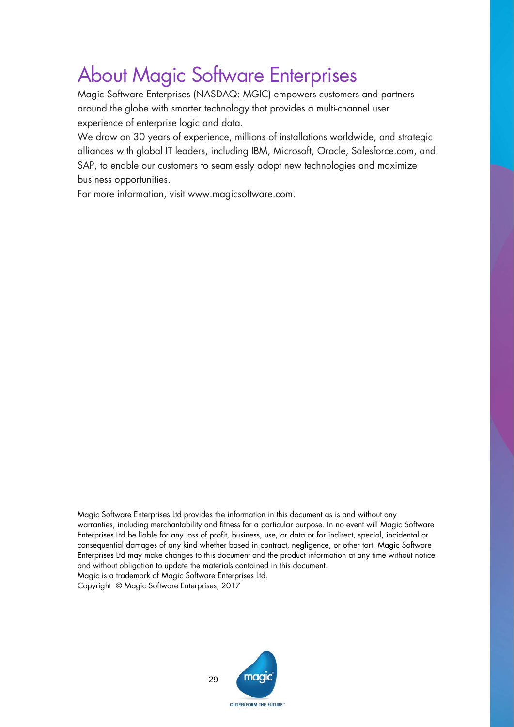# About Magic Software Enterprises

Magic Software Enterprises (NASDAQ: MGIC) empowers customers and partners around the globe with smarter technology that provides a multi-channel user experience of enterprise logic and data.

We draw on 30 years of experience, millions of installations worldwide, and strategic alliances with global IT leaders, including IBM, Microsoft, Oracle, Salesforce.com, and SAP, to enable our customers to seamlessly adopt new technologies and maximize business opportunities.

For more information, visit www.magicsoftware.com.

Magic Software Enterprises Ltd provides the information in this document as is and without any warranties, including merchantability and fitness for a particular purpose. In no event will Magic Software Enterprises Ltd be liable for any loss of profit, business, use, or data or for indirect, special, incidental or consequential damages of any kind whether based in contract, negligence, or other tort. Magic Software Enterprises Ltd may make changes to this document and the product information at any time without notice and without obligation to update the materials contained in this document.

Magic is a trademark of Magic Software Enterprises Ltd.

Copyright © Magic Software Enterprises, 2017